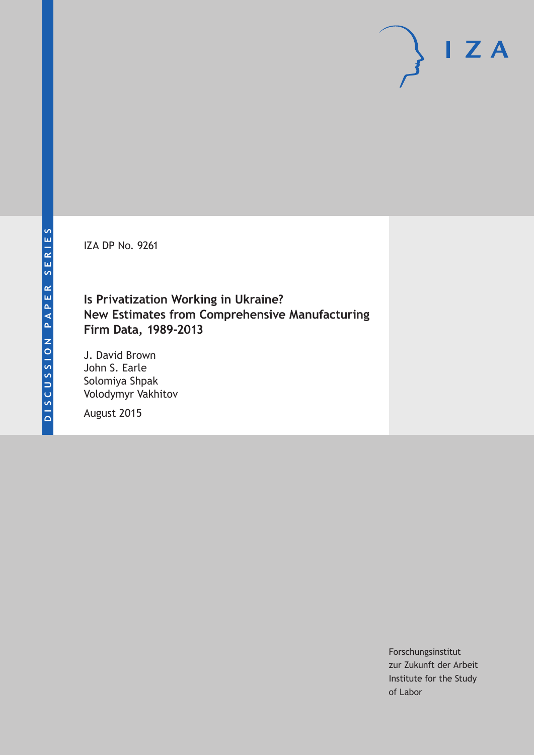DISCUSSION PAPER SERIES

IZA

IZA DP No. 9261

# Is Privatization Working in Ukraine? New Estimates from Comprehensive Manufacturing Firm Data, 1989-2013

J. David Brown
John S. Earle
Solomiya Shpak
Volodymyr Vakhitov

August 2015

Forschungsinstitut
zur Zukunft der Arbeit
Institute for the Study
of Labor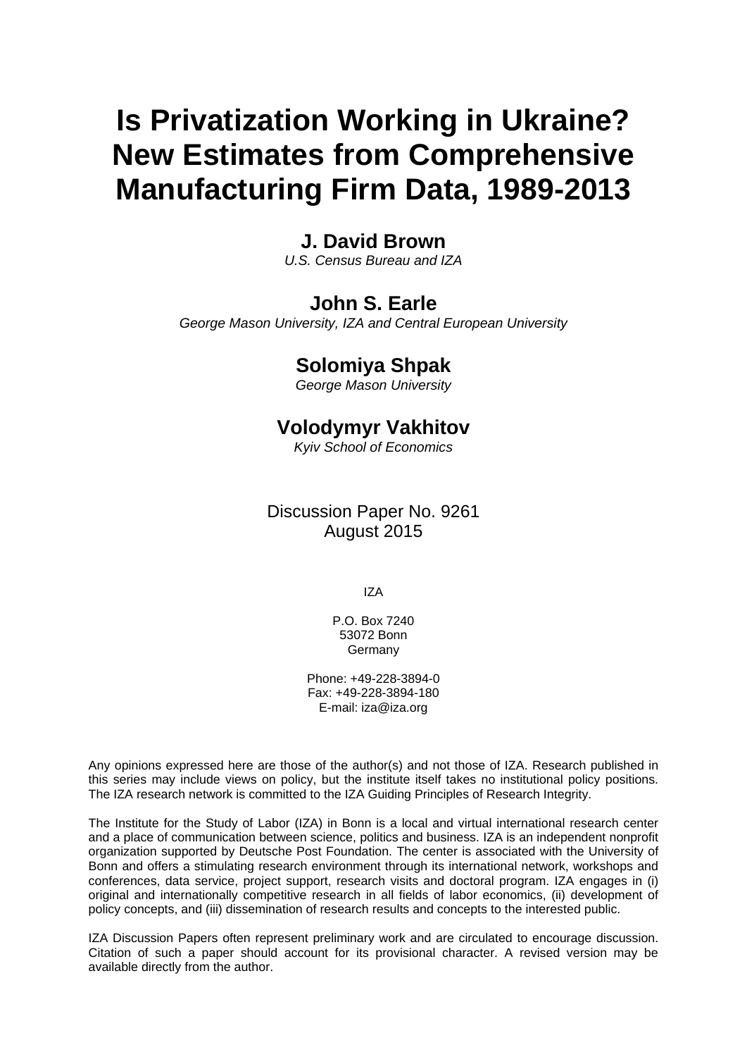# Is Privatization Working in Ukraine? New Estimates from Comprehensive Manufacturing Firm Data, 1989-2013

**J. David Brown**
*U.S. Census Bureau and IZA*

**John S. Earle**
*George Mason University, IZA and Central European University*

**Solomiya Shpak**
*George Mason University*

**Volodymyr Vakhitov**
*Kyiv School of Economics*

Discussion Paper No. 9261
August 2015

IZA

P.O. Box 7240
53072 Bonn
Germany

Phone: +49-228-3894-0
Fax: +49-228-3894-180
E-mail: iza@iza.org

Any opinions expressed here are those of the author(s) and not those of IZA. Research published in this series may include views on policy, but the institute itself takes no institutional policy positions. The IZA research network is committed to the IZA Guiding Principles of Research Integrity.

The Institute for the Study of Labor (IZA) in Bonn is a local and virtual international research center and a place of communication between science, politics and business. IZA is an independent nonprofit organization supported by Deutsche Post Foundation. The center is associated with the University of Bonn and offers a stimulating research environment through its international network, workshops and conferences, data service, project support, research visits and doctoral program. IZA engages in (i) original and internationally competitive research in all fields of labor economics, (ii) development of policy concepts, and (iii) dissemination of research results and concepts to the interested public.

IZA Discussion Papers often represent preliminary work and are circulated to encourage discussion. Citation of such a paper should account for its provisional character. A revised version may be available directly from the author.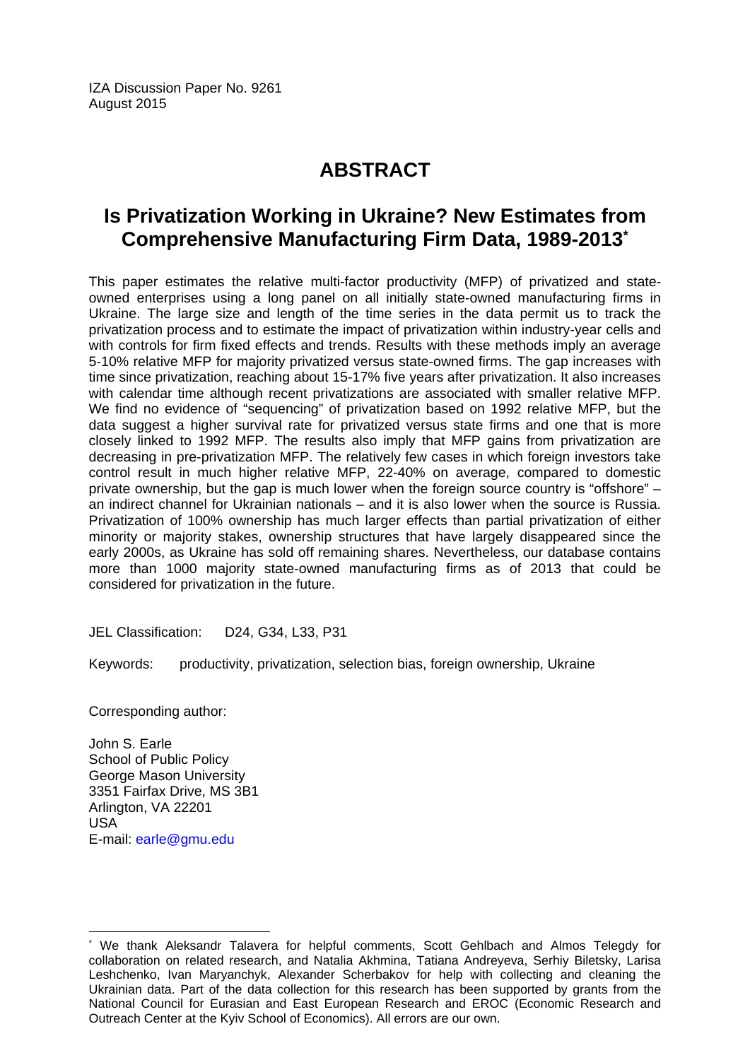IZA Discussion Paper No. 9261
August 2015

# ABSTRACT

## Is Privatization Working in Ukraine? New Estimates from Comprehensive Manufacturing Firm Data, 1989-2013*

This paper estimates the relative multi-factor productivity (MFP) of privatized and state-owned enterprises using a long panel on all initially state-owned manufacturing firms in Ukraine. The large size and length of the time series in the data permit us to track the privatization process and to estimate the impact of privatization within industry-year cells and with controls for firm fixed effects and trends. Results with these methods imply an average 5-10% relative MFP for majority privatized versus state-owned firms. The gap increases with time since privatization, reaching about 15-17% five years after privatization. It also increases with calendar time although recent privatizations are associated with smaller relative MFP. We find no evidence of "sequencing" of privatization based on 1992 relative MFP, but the data suggest a higher survival rate for privatized versus state firms and one that is more closely linked to 1992 MFP. The results also imply that MFP gains from privatization are decreasing in pre-privatization MFP. The relatively few cases in which foreign investors take control result in much higher relative MFP, 22-40% on average, compared to domestic private ownership, but the gap is much lower when the foreign source country is "offshore" – an indirect channel for Ukrainian nationals – and it is also lower when the source is Russia. Privatization of 100% ownership has much larger effects than partial privatization of either minority or majority stakes, ownership structures that have largely disappeared since the early 2000s, as Ukraine has sold off remaining shares. Nevertheless, our database contains more than 1000 majority state-owned manufacturing firms as of 2013 that could be considered for privatization in the future.

JEL Classification: D24, G34, L33, P31

Keywords: productivity, privatization, selection bias, foreign ownership, Ukraine

Corresponding author:

John S. Earle
School of Public Policy
George Mason University
3351 Fairfax Drive, MS 3B1
Arlington, VA 22201
USA
E-mail: earle@gmu.edu

---

* We thank Aleksandr Talavera for helpful comments, Scott Gehlbach and Almos Telegdy for collaboration on related research, and Natalia Akhmina, Tatiana Andreyeva, Serhiy Biletsky, Larisa Leshchenko, Ivan Maryanchyk, Alexander Scherbakov for help with collecting and cleaning the Ukrainian data. Part of the data collection for this research has been supported by grants from the National Council for Eurasian and East European Research and EROC (Economic Research and Outreach Center at the Kyiv School of Economics). All errors are our own.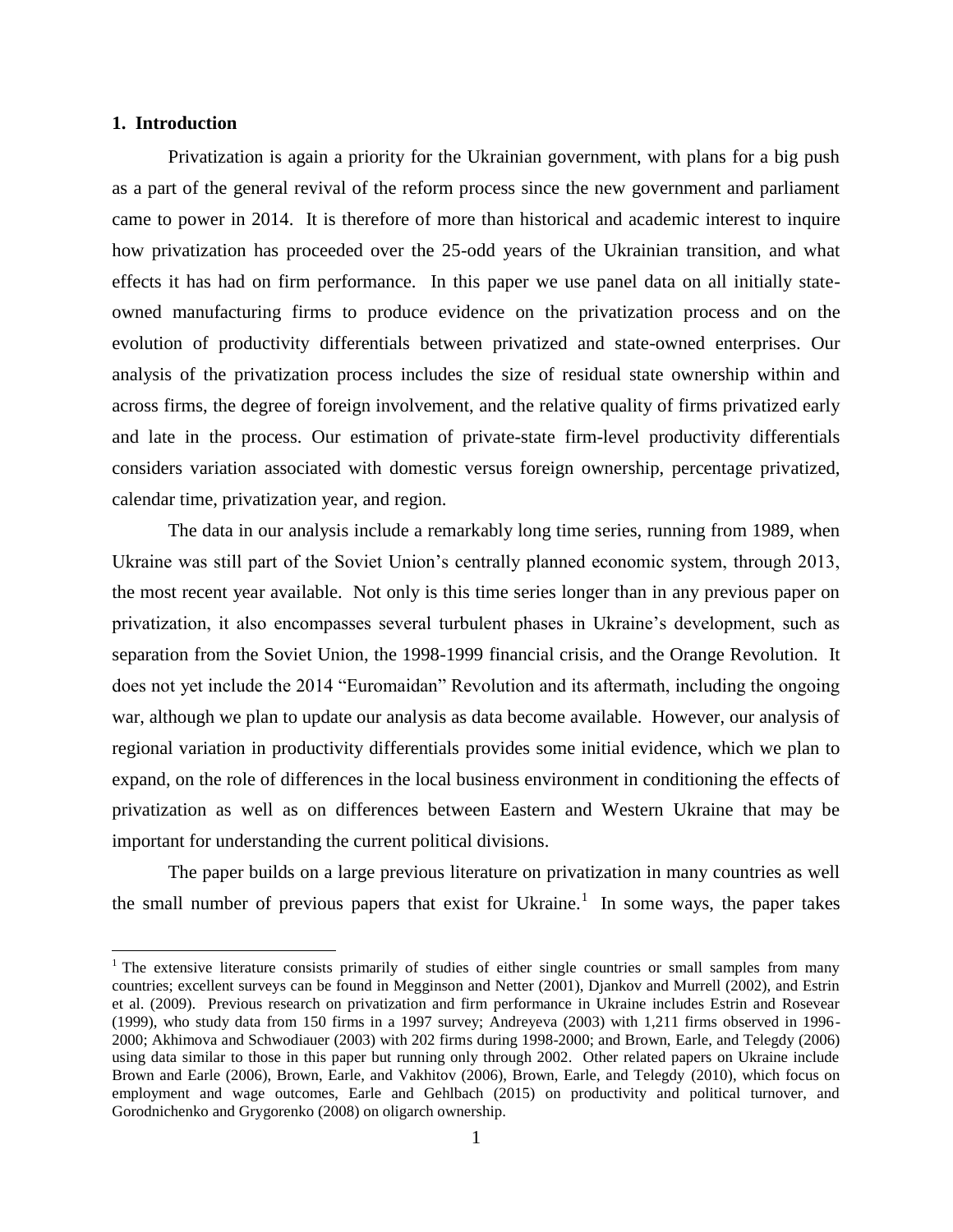## 1. Introduction

Privatization is again a priority for the Ukrainian government, with plans for a big push as a part of the general revival of the reform process since the new government and parliament came to power in 2014. It is therefore of more than historical and academic interest to inquire how privatization has proceeded over the 25-odd years of the Ukrainian transition, and what effects it has had on firm performance. In this paper we use panel data on all initially state-owned manufacturing firms to produce evidence on the privatization process and on the evolution of productivity differentials between privatized and state-owned enterprises. Our analysis of the privatization process includes the size of residual state ownership within and across firms, the degree of foreign involvement, and the relative quality of firms privatized early and late in the process. Our estimation of private-state firm-level productivity differentials considers variation associated with domestic versus foreign ownership, percentage privatized, calendar time, privatization year, and region.

The data in our analysis include a remarkably long time series, running from 1989, when Ukraine was still part of the Soviet Union's centrally planned economic system, through 2013, the most recent year available. Not only is this time series longer than in any previous paper on privatization, it also encompasses several turbulent phases in Ukraine's development, such as separation from the Soviet Union, the 1998-1999 financial crisis, and the Orange Revolution. It does not yet include the 2014 "Euromaidan" Revolution and its aftermath, including the ongoing war, although we plan to update our analysis as data become available. However, our analysis of regional variation in productivity differentials provides some initial evidence, which we plan to expand, on the role of differences in the local business environment in conditioning the effects of privatization as well as on differences between Eastern and Western Ukraine that may be important for understanding the current political divisions.

The paper builds on a large previous literature on privatization in many countries as well the small number of previous papers that exist for Ukraine.[1] In some ways, the paper takes

[1] The extensive literature consists primarily of studies of either single countries or small samples from many countries; excellent surveys can be found in Megginson and Netter (2001), Djankov and Murrell (2002), and Estrin et al. (2009). Previous research on privatization and firm performance in Ukraine includes Estrin and Rosevear (1999), who study data from 150 firms in a 1997 survey; Andreyeva (2003) with 1,211 firms observed in 1996-2000; Akhimova and Schwodiauer (2003) with 202 firms during 1998-2000; and Brown, Earle, and Telegdy (2006) using data similar to those in this paper but running only through 2002. Other related papers on Ukraine include Brown and Earle (2006), Brown, Earle, and Vakhitov (2006), Brown, Earle, and Telegdy (2010), which focus on employment and wage outcomes, Earle and Gehlbach (2015) on productivity and political turnover, and Gorodnichenko and Grygorenko (2008) on oligarch ownership.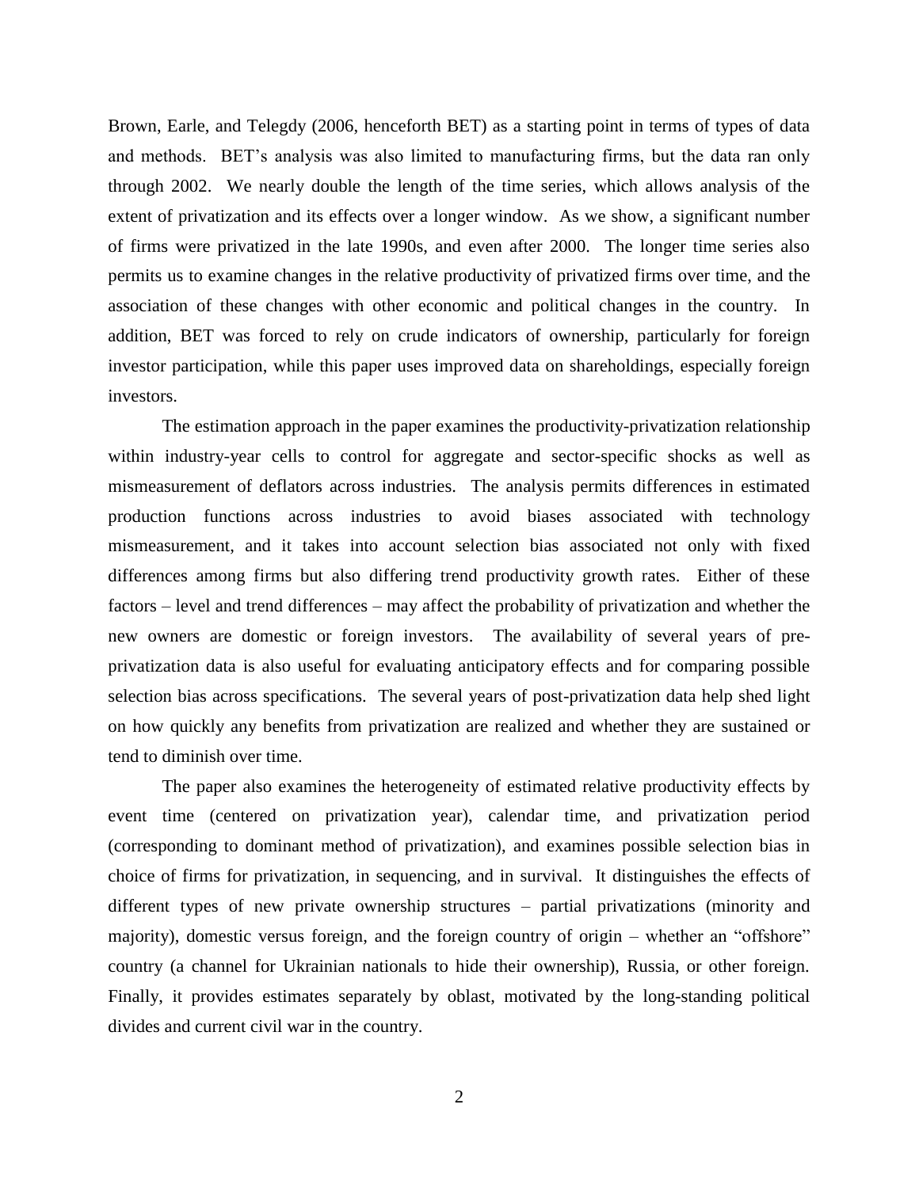Brown, Earle, and Telegdy (2006, henceforth BET) as a starting point in terms of types of data and methods. BET's analysis was also limited to manufacturing firms, but the data ran only through 2002. We nearly double the length of the time series, which allows analysis of the extent of privatization and its effects over a longer window. As we show, a significant number of firms were privatized in the late 1990s, and even after 2000. The longer time series also permits us to examine changes in the relative productivity of privatized firms over time, and the association of these changes with other economic and political changes in the country. In addition, BET was forced to rely on crude indicators of ownership, particularly for foreign investor participation, while this paper uses improved data on shareholdings, especially foreign investors.

The estimation approach in the paper examines the productivity-privatization relationship within industry-year cells to control for aggregate and sector-specific shocks as well as mismeasurement of deflators across industries. The analysis permits differences in estimated production functions across industries to avoid biases associated with technology mismeasurement, and it takes into account selection bias associated not only with fixed differences among firms but also differing trend productivity growth rates. Either of these factors – level and trend differences – may affect the probability of privatization and whether the new owners are domestic or foreign investors. The availability of several years of pre-privatization data is also useful for evaluating anticipatory effects and for comparing possible selection bias across specifications. The several years of post-privatization data help shed light on how quickly any benefits from privatization are realized and whether they are sustained or tend to diminish over time.

The paper also examines the heterogeneity of estimated relative productivity effects by event time (centered on privatization year), calendar time, and privatization period (corresponding to dominant method of privatization), and examines possible selection bias in choice of firms for privatization, in sequencing, and in survival. It distinguishes the effects of different types of new private ownership structures – partial privatizations (minority and majority), domestic versus foreign, and the foreign country of origin – whether an "offshore" country (a channel for Ukrainian nationals to hide their ownership), Russia, or other foreign. Finally, it provides estimates separately by oblast, motivated by the long-standing political divides and current civil war in the country.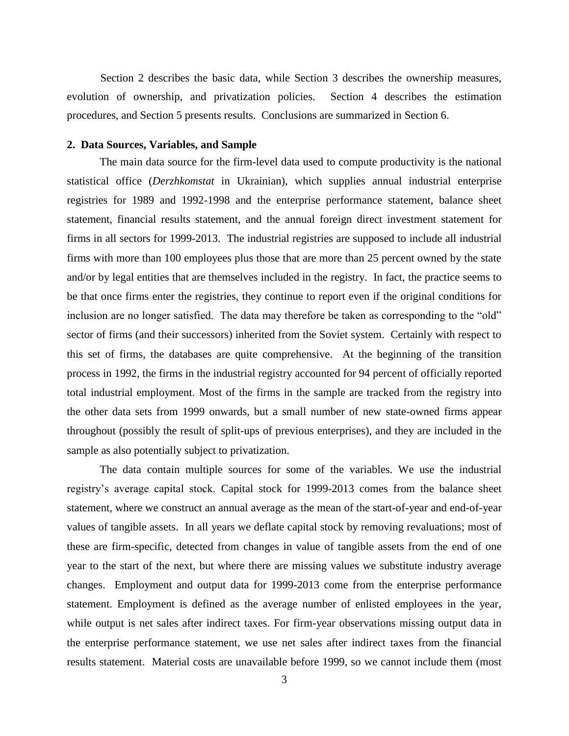Section 2 describes the basic data, while Section 3 describes the ownership measures, evolution of ownership, and privatization policies. Section 4 describes the estimation procedures, and Section 5 presents results. Conclusions are summarized in Section 6.

## 2. Data Sources, Variables, and Sample

The main data source for the firm-level data used to compute productivity is the national statistical office (*Derzhkomstat* in Ukrainian), which supplies annual industrial enterprise registries for 1989 and 1992-1998 and the enterprise performance statement, balance sheet statement, financial results statement, and the annual foreign direct investment statement for firms in all sectors for 1999-2013. The industrial registries are supposed to include all industrial firms with more than 100 employees plus those that are more than 25 percent owned by the state and/or by legal entities that are themselves included in the registry. In fact, the practice seems to be that once firms enter the registries, they continue to report even if the original conditions for inclusion are no longer satisfied. The data may therefore be taken as corresponding to the "old" sector of firms (and their successors) inherited from the Soviet system. Certainly with respect to this set of firms, the databases are quite comprehensive. At the beginning of the transition process in 1992, the firms in the industrial registry accounted for 94 percent of officially reported total industrial employment. Most of the firms in the sample are tracked from the registry into the other data sets from 1999 onwards, but a small number of new state-owned firms appear throughout (possibly the result of split-ups of previous enterprises), and they are included in the sample as also potentially subject to privatization.

The data contain multiple sources for some of the variables. We use the industrial registry's average capital stock. Capital stock for 1999-2013 comes from the balance sheet statement, where we construct an annual average as the mean of the start-of-year and end-of-year values of tangible assets. In all years we deflate capital stock by removing revaluations; most of these are firm-specific, detected from changes in value of tangible assets from the end of one year to the start of the next, but where there are missing values we substitute industry average changes. Employment and output data for 1999-2013 come from the enterprise performance statement. Employment is defined as the average number of enlisted employees in the year, while output is net sales after indirect taxes. For firm-year observations missing output data in the enterprise performance statement, we use net sales after indirect taxes from the financial results statement. Material costs are unavailable before 1999, so we cannot include them (most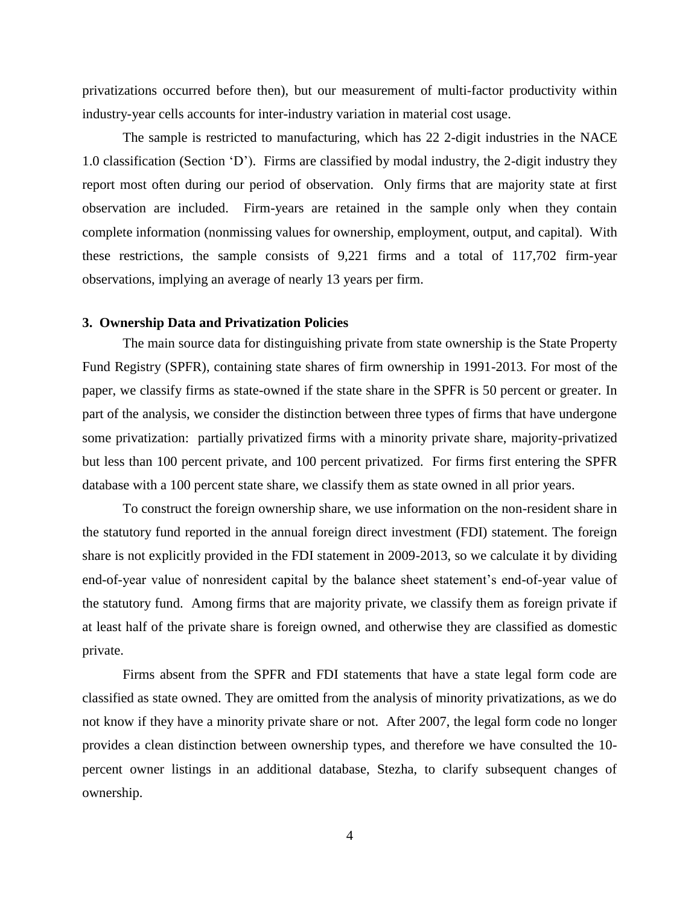privatizations occurred before then), but our measurement of multi-factor productivity within industry-year cells accounts for inter-industry variation in material cost usage.

The sample is restricted to manufacturing, which has 22 2-digit industries in the NACE 1.0 classification (Section 'D'). Firms are classified by modal industry, the 2-digit industry they report most often during our period of observation. Only firms that are majority state at first observation are included. Firm-years are retained in the sample only when they contain complete information (nonmissing values for ownership, employment, output, and capital). With these restrictions, the sample consists of 9,221 firms and a total of 117,702 firm-year observations, implying an average of nearly 13 years per firm.

### 3. Ownership Data and Privatization Policies

The main source data for distinguishing private from state ownership is the State Property Fund Registry (SPFR), containing state shares of firm ownership in 1991-2013. For most of the paper, we classify firms as state-owned if the state share in the SPFR is 50 percent or greater. In part of the analysis, we consider the distinction between three types of firms that have undergone some privatization: partially privatized firms with a minority private share, majority-privatized but less than 100 percent private, and 100 percent privatized. For firms first entering the SPFR database with a 100 percent state share, we classify them as state owned in all prior years.

To construct the foreign ownership share, we use information on the non-resident share in the statutory fund reported in the annual foreign direct investment (FDI) statement. The foreign share is not explicitly provided in the FDI statement in 2009-2013, so we calculate it by dividing end-of-year value of nonresident capital by the balance sheet statement's end-of-year value of the statutory fund. Among firms that are majority private, we classify them as foreign private if at least half of the private share is foreign owned, and otherwise they are classified as domestic private.

Firms absent from the SPFR and FDI statements that have a state legal form code are classified as state owned. They are omitted from the analysis of minority privatizations, as we do not know if they have a minority private share or not. After 2007, the legal form code no longer provides a clean distinction between ownership types, and therefore we have consulted the 10-percent owner listings in an additional database, Stezha, to clarify subsequent changes of ownership.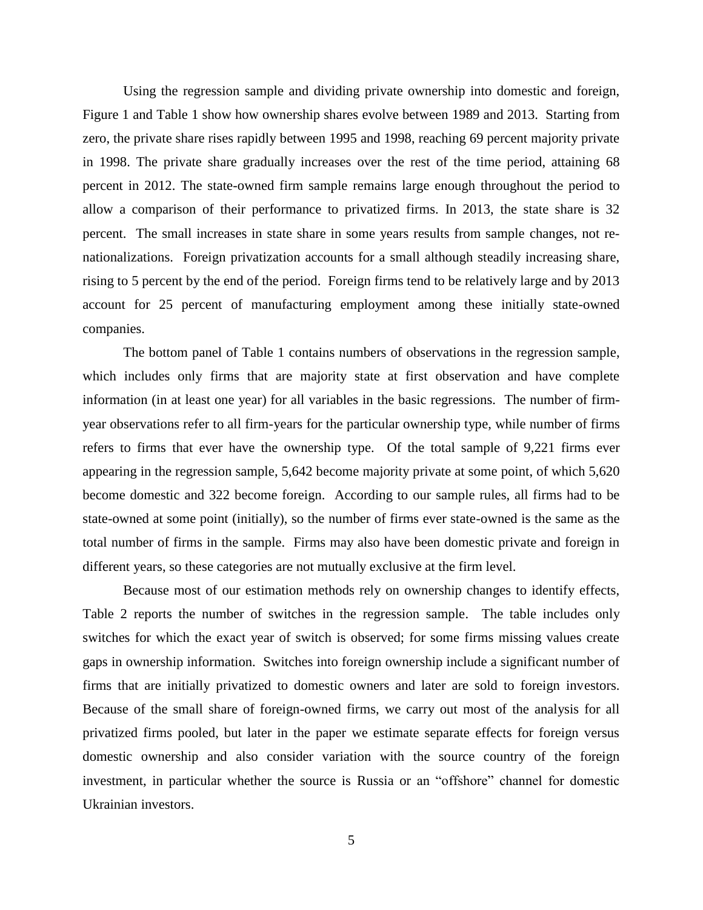Using the regression sample and dividing private ownership into domestic and foreign, Figure 1 and Table 1 show how ownership shares evolve between 1989 and 2013. Starting from zero, the private share rises rapidly between 1995 and 1998, reaching 69 percent majority private in 1998. The private share gradually increases over the rest of the time period, attaining 68 percent in 2012. The state-owned firm sample remains large enough throughout the period to allow a comparison of their performance to privatized firms. In 2013, the state share is 32 percent. The small increases in state share in some years results from sample changes, not re-nationalizations. Foreign privatization accounts for a small although steadily increasing share, rising to 5 percent by the end of the period. Foreign firms tend to be relatively large and by 2013 account for 25 percent of manufacturing employment among these initially state-owned companies.

The bottom panel of Table 1 contains numbers of observations in the regression sample, which includes only firms that are majority state at first observation and have complete information (in at least one year) for all variables in the basic regressions. The number of firm-year observations refer to all firm-years for the particular ownership type, while number of firms refers to firms that ever have the ownership type. Of the total sample of 9,221 firms ever appearing in the regression sample, 5,642 become majority private at some point, of which 5,620 become domestic and 322 become foreign. According to our sample rules, all firms had to be state-owned at some point (initially), so the number of firms ever state-owned is the same as the total number of firms in the sample. Firms may also have been domestic private and foreign in different years, so these categories are not mutually exclusive at the firm level.

Because most of our estimation methods rely on ownership changes to identify effects, Table 2 reports the number of switches in the regression sample. The table includes only switches for which the exact year of switch is observed; for some firms missing values create gaps in ownership information. Switches into foreign ownership include a significant number of firms that are initially privatized to domestic owners and later are sold to foreign investors. Because of the small share of foreign-owned firms, we carry out most of the analysis for all privatized firms pooled, but later in the paper we estimate separate effects for foreign versus domestic ownership and also consider variation with the source country of the foreign investment, in particular whether the source is Russia or an "offshore" channel for domestic Ukrainian investors.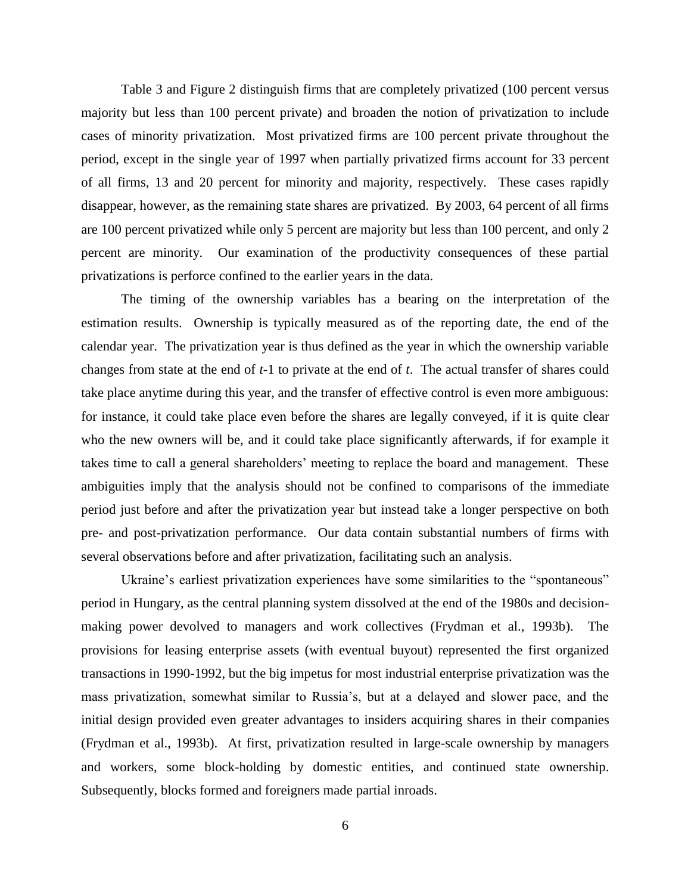Table 3 and Figure 2 distinguish firms that are completely privatized (100 percent versus majority but less than 100 percent private) and broaden the notion of privatization to include cases of minority privatization. Most privatized firms are 100 percent private throughout the period, except in the single year of 1997 when partially privatized firms account for 33 percent of all firms, 13 and 20 percent for minority and majority, respectively. These cases rapidly disappear, however, as the remaining state shares are privatized. By 2003, 64 percent of all firms are 100 percent privatized while only 5 percent are majority but less than 100 percent, and only 2 percent are minority. Our examination of the productivity consequences of these partial privatizations is perforce confined to the earlier years in the data.

The timing of the ownership variables has a bearing on the interpretation of the estimation results. Ownership is typically measured as of the reporting date, the end of the calendar year. The privatization year is thus defined as the year in which the ownership variable changes from state at the end of $t$-1 to private at the end of $t$. The actual transfer of shares could take place anytime during this year, and the transfer of effective control is even more ambiguous: for instance, it could take place even before the shares are legally conveyed, if it is quite clear who the new owners will be, and it could take place significantly afterwards, if for example it takes time to call a general shareholders' meeting to replace the board and management. These ambiguities imply that the analysis should not be confined to comparisons of the immediate period just before and after the privatization year but instead take a longer perspective on both pre- and post-privatization performance. Our data contain substantial numbers of firms with several observations before and after privatization, facilitating such an analysis.

Ukraine's earliest privatization experiences have some similarities to the "spontaneous" period in Hungary, as the central planning system dissolved at the end of the 1980s and decision-making power devolved to managers and work collectives (Frydman et al., 1993b). The provisions for leasing enterprise assets (with eventual buyout) represented the first organized transactions in 1990-1992, but the big impetus for most industrial enterprise privatization was the mass privatization, somewhat similar to Russia's, but at a delayed and slower pace, and the initial design provided even greater advantages to insiders acquiring shares in their companies (Frydman et al., 1993b). At first, privatization resulted in large-scale ownership by managers and workers, some block-holding by domestic entities, and continued state ownership. Subsequently, blocks formed and foreigners made partial inroads.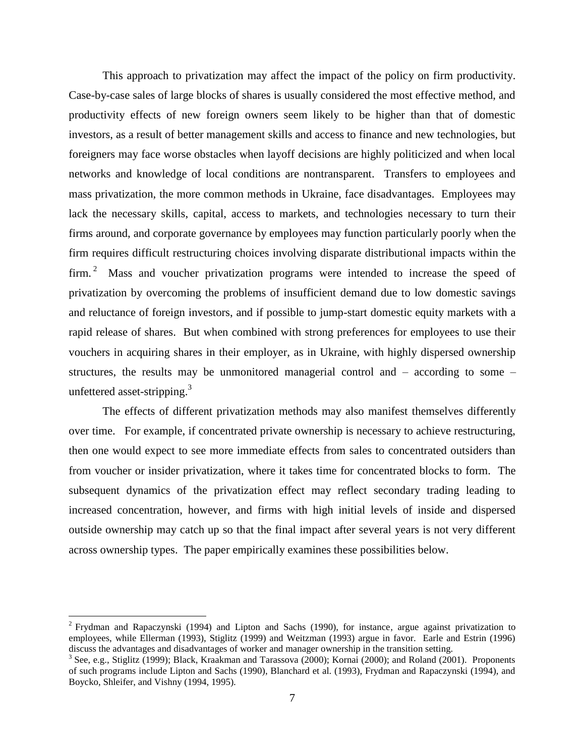This approach to privatization may affect the impact of the policy on firm productivity. Case-by-case sales of large blocks of shares is usually considered the most effective method, and productivity effects of new foreign owners seem likely to be higher than that of domestic investors, as a result of better management skills and access to finance and new technologies, but foreigners may face worse obstacles when layoff decisions are highly politicized and when local networks and knowledge of local conditions are nontransparent. Transfers to employees and mass privatization, the more common methods in Ukraine, face disadvantages. Employees may lack the necessary skills, capital, access to markets, and technologies necessary to turn their firms around, and corporate governance by employees may function particularly poorly when the firm requires difficult restructuring choices involving disparate distributional impacts within the firm.[2] Mass and voucher privatization programs were intended to increase the speed of privatization by overcoming the problems of insufficient demand due to low domestic savings and reluctance of foreign investors, and if possible to jump-start domestic equity markets with a rapid release of shares. But when combined with strong preferences for employees to use their vouchers in acquiring shares in their employer, as in Ukraine, with highly dispersed ownership structures, the results may be unmonitored managerial control and – according to some – unfettered asset-stripping.[3]

The effects of different privatization methods may also manifest themselves differently over time. For example, if concentrated private ownership is necessary to achieve restructuring, then one would expect to see more immediate effects from sales to concentrated outsiders than from voucher or insider privatization, where it takes time for concentrated blocks to form. The subsequent dynamics of the privatization effect may reflect secondary trading leading to increased concentration, however, and firms with high initial levels of inside and dispersed outside ownership may catch up so that the final impact after several years is not very different across ownership types. The paper empirically examines these possibilities below.

---

[2] Frydman and Rapaczynski (1994) and Lipton and Sachs (1990), for instance, argue against privatization to employees, while Ellerman (1993), Stiglitz (1999) and Weitzman (1993) argue in favor. Earle and Estrin (1996) discuss the advantages and disadvantages of worker and manager ownership in the transition setting.

[3] See, e.g., Stiglitz (1999); Black, Kraakman and Tarassova (2000); Kornai (2000); and Roland (2001). Proponents of such programs include Lipton and Sachs (1990), Blanchard et al. (1993), Frydman and Rapaczynski (1994), and Boycko, Shleifer, and Vishny (1994, 1995).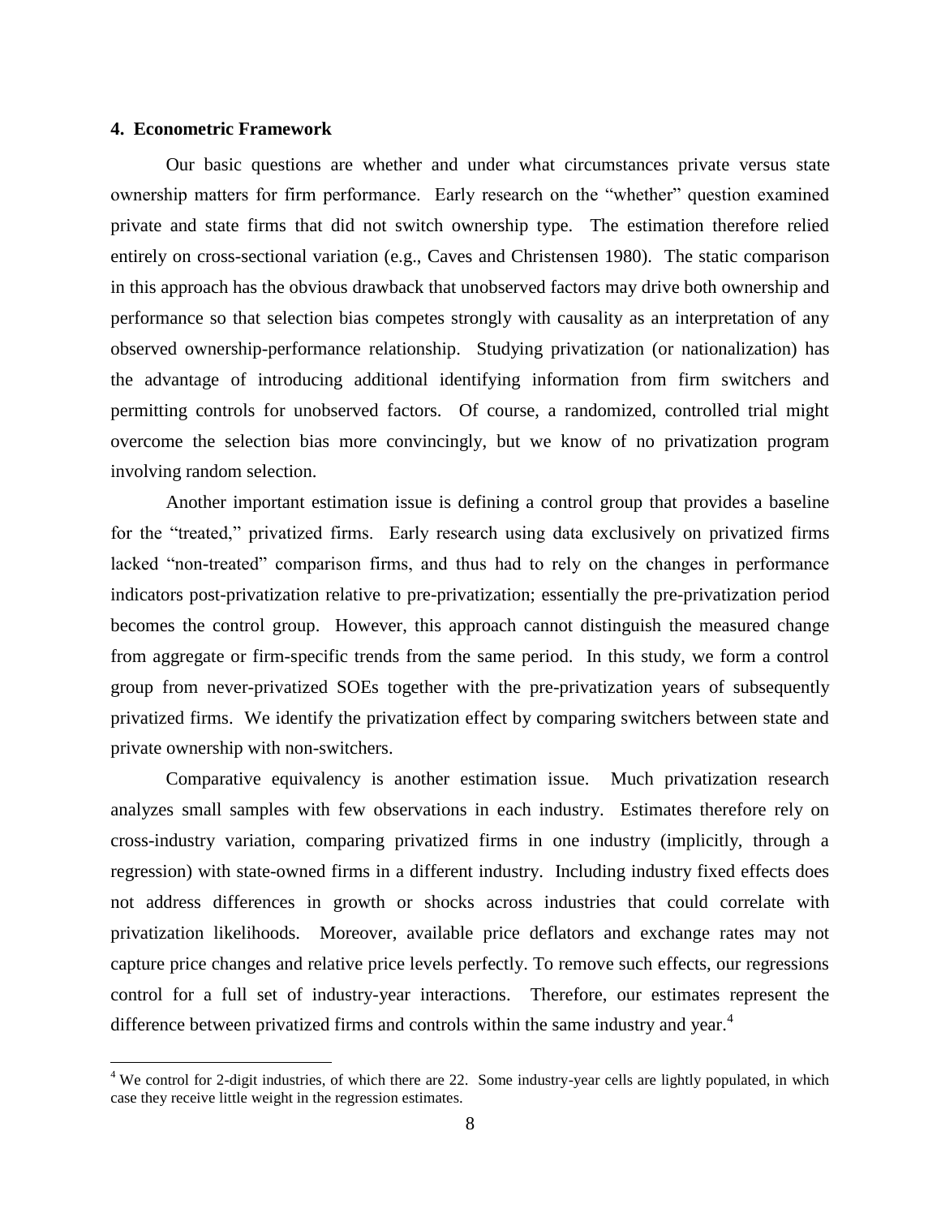## 4. Econometric Framework

Our basic questions are whether and under what circumstances private versus state ownership matters for firm performance. Early research on the "whether" question examined private and state firms that did not switch ownership type. The estimation therefore relied entirely on cross-sectional variation (e.g., Caves and Christensen 1980). The static comparison in this approach has the obvious drawback that unobserved factors may drive both ownership and performance so that selection bias competes strongly with causality as an interpretation of any observed ownership-performance relationship. Studying privatization (or nationalization) has the advantage of introducing additional identifying information from firm switchers and permitting controls for unobserved factors. Of course, a randomized, controlled trial might overcome the selection bias more convincingly, but we know of no privatization program involving random selection.

Another important estimation issue is defining a control group that provides a baseline for the "treated," privatized firms. Early research using data exclusively on privatized firms lacked "non-treated" comparison firms, and thus had to rely on the changes in performance indicators post-privatization relative to pre-privatization; essentially the pre-privatization period becomes the control group. However, this approach cannot distinguish the measured change from aggregate or firm-specific trends from the same period. In this study, we form a control group from never-privatized SOEs together with the pre-privatization years of subsequently privatized firms. We identify the privatization effect by comparing switchers between state and private ownership with non-switchers.

Comparative equivalency is another estimation issue. Much privatization research analyzes small samples with few observations in each industry. Estimates therefore rely on cross-industry variation, comparing privatized firms in one industry (implicitly, through a regression) with state-owned firms in a different industry. Including industry fixed effects does not address differences in growth or shocks across industries that could correlate with privatization likelihoods. Moreover, available price deflators and exchange rates may not capture price changes and relative price levels perfectly. To remove such effects, our regressions control for a full set of industry-year interactions. Therefore, our estimates represent the difference between privatized firms and controls within the same industry and year.[4]

[4] We control for 2-digit industries, of which there are 22. Some industry-year cells are lightly populated, in which case they receive little weight in the regression estimates.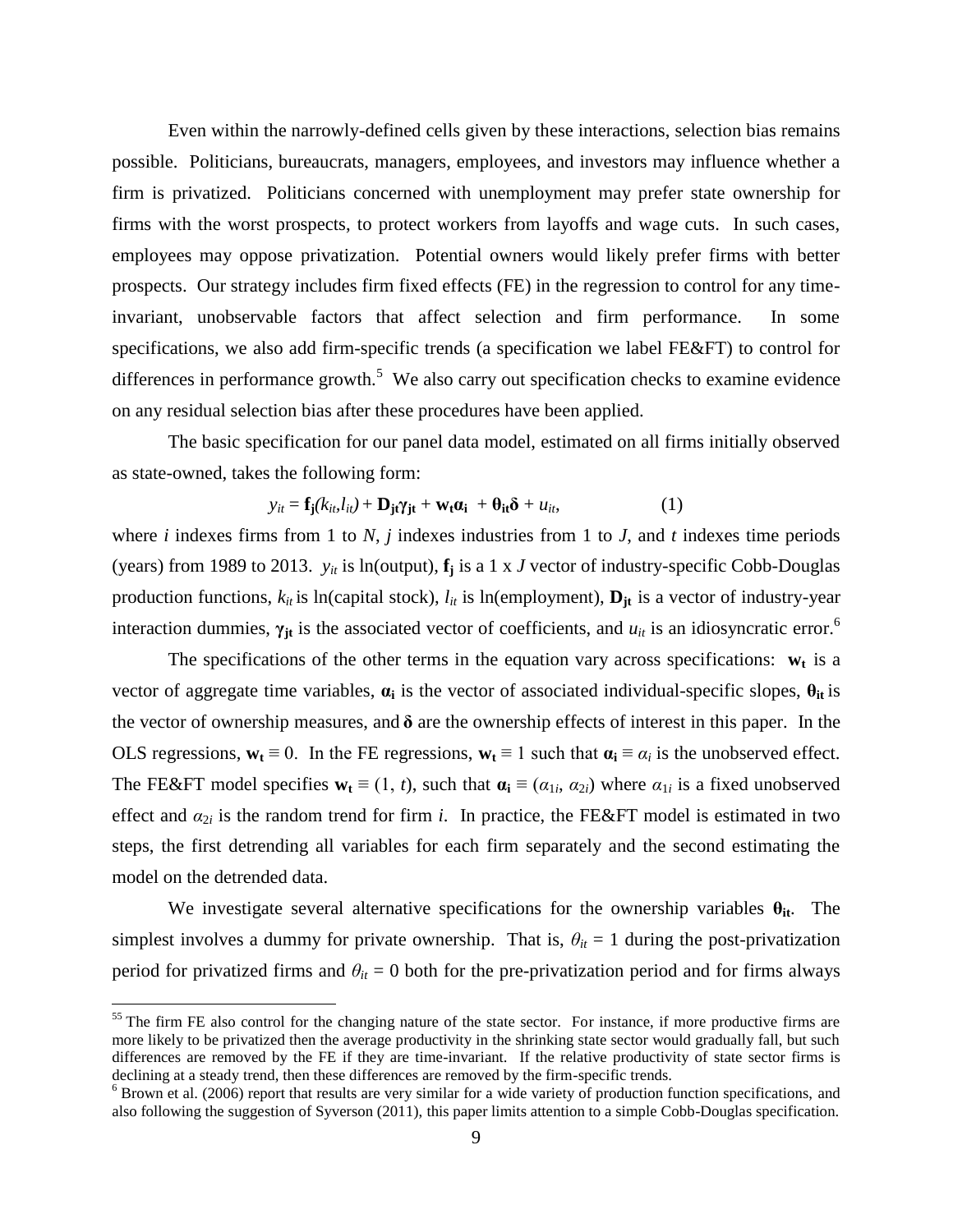Even within the narrowly-defined cells given by these interactions, selection bias remains possible. Politicians, bureaucrats, managers, employees, and investors may influence whether a firm is privatized. Politicians concerned with unemployment may prefer state ownership for firms with the worst prospects, to protect workers from layoffs and wage cuts. In such cases, employees may oppose privatization. Potential owners would likely prefer firms with better prospects. Our strategy includes firm fixed effects (FE) in the regression to control for any time-invariant, unobservable factors that affect selection and firm performance. In some specifications, we also add firm-specific trends (a specification we label FE&FT) to control for differences in performance growth.[5] We also carry out specification checks to examine evidence on any residual selection bias after these procedures have been applied.

The basic specification for our panel data model, estimated on all firms initially observed as state-owned, takes the following form:

$$y_{it} = \mathbf{f_j}(k_{it}, l_{it}) + \mathbf{D_{jt}}\boldsymbol{\gamma}_{\mathbf{jt}} + \mathbf{w_t}\boldsymbol{\alpha}_{\mathbf{i}} + \boldsymbol{\theta}_{\mathbf{it}}\boldsymbol{\delta} + u_{it}, \qquad (1)$$

where $i$ indexes firms from 1 to $N$, $j$ indexes industries from 1 to $J$, and $t$ indexes time periods (years) from 1989 to 2013. $y_{it}$ is ln(output), $\mathbf{f_j}$ is a 1 x $J$ vector of industry-specific Cobb-Douglas production functions, $k_{it}$ is ln(capital stock), $l_{it}$ is ln(employment), $\mathbf{D_{jt}}$ is a vector of industry-year interaction dummies, $\boldsymbol{\gamma}_{\mathbf{jt}}$ is the associated vector of coefficients, and $u_{it}$ is an idiosyncratic error.[6]

The specifications of the other terms in the equation vary across specifications: $\mathbf{w_t}$ is a vector of aggregate time variables, $\boldsymbol{\alpha}_{\mathbf{i}}$ is the vector of associated individual-specific slopes, $\boldsymbol{\theta}_{\mathbf{it}}$ is the vector of ownership measures, and $\boldsymbol{\delta}$ are the ownership effects of interest in this paper. In the OLS regressions, $\mathbf{w_t} \equiv 0$. In the FE regressions, $\mathbf{w_t} \equiv 1$ such that $\boldsymbol{\alpha}_{\mathbf{i}} \equiv \alpha_i$ is the unobserved effect. The FE&FT model specifies $\mathbf{w_t} \equiv (1, t)$, such that $\boldsymbol{\alpha}_{\mathbf{i}} \equiv (\alpha_{1i}, \alpha_{2i})$ where $\alpha_{1i}$ is a fixed unobserved effect and $\alpha_{2i}$ is the random trend for firm $i$. In practice, the FE&FT model is estimated in two steps, the first detrending all variables for each firm separately and the second estimating the model on the detrended data.

We investigate several alternative specifications for the ownership variables $\boldsymbol{\theta}_{\mathbf{it}}$. The simplest involves a dummy for private ownership. That is, $\theta_{it} = 1$ during the post-privatization period for privatized firms and $\theta_{it} = 0$ both for the pre-privatization period and for firms always

[5] The firm FE also control for the changing nature of the state sector. For instance, if more productive firms are more likely to be privatized then the average productivity in the shrinking state sector would gradually fall, but such differences are removed by the FE if they are time-invariant. If the relative productivity of state sector firms is declining at a steady trend, then these differences are removed by the firm-specific trends.

[6] Brown et al. (2006) report that results are very similar for a wide variety of production function specifications, and also following the suggestion of Syverson (2011), this paper limits attention to a simple Cobb-Douglas specification.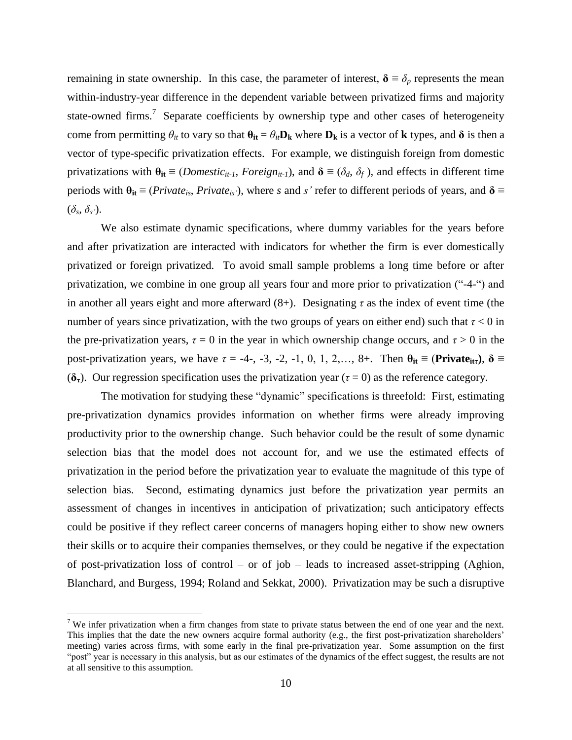remaining in state ownership. In this case, the parameter of interest, $\boldsymbol{\delta} \equiv \delta_p$ represents the mean within-industry-year difference in the dependent variable between privatized firms and majority state-owned firms.[7] Separate coefficients by ownership type and other cases of heterogeneity come from permitting $\theta_{it}$ to vary so that $\boldsymbol{\theta}_{\mathbf{it}} = \theta_{it}\mathbf{D}_{\mathbf{k}}$ where $\mathbf{D}_{\mathbf{k}}$ is a vector of $\mathbf{k}$ types, and $\boldsymbol{\delta}$ is then a vector of type-specific privatization effects. For example, we distinguish foreign from domestic privatizations with $\boldsymbol{\theta}_{\mathbf{it}} \equiv (Domestic_{it-1}, Foreign_{it-1})$, and $\boldsymbol{\delta} \equiv (\delta_d, \delta_f)$, and effects in different time periods with $\boldsymbol{\theta}_{\mathbf{it}} \equiv (Private_{is}, Private_{is'})$, where $s$ and $s'$ refer to different periods of years, and $\boldsymbol{\delta} \equiv (\delta_s, \delta_{s'})$.

We also estimate dynamic specifications, where dummy variables for the years before and after privatization are interacted with indicators for whether the firm is ever domestically privatized or foreign privatized. To avoid small sample problems a long time before or after privatization, we combine in one group all years four and more prior to privatization ("-4-") and in another all years eight and more afterward (8+). Designating $\tau$ as the index of event time (the number of years since privatization, with the two groups of years on either end) such that $\tau < 0$ in the pre-privatization years, $\tau = 0$ in the year in which ownership change occurs, and $\tau > 0$ in the post-privatization years, we have $\tau$ = -4-, -3, -2, -1, 0, 1, 2,…, 8+. Then $\boldsymbol{\theta}_{\mathbf{it}} \equiv (\mathbf{Private}_{\mathbf{it\tau}})$, $\boldsymbol{\delta} \equiv (\boldsymbol{\delta}_{\boldsymbol{\tau}})$. Our regression specification uses the privatization year ($\tau = 0$) as the reference category.

The motivation for studying these "dynamic" specifications is threefold: First, estimating pre-privatization dynamics provides information on whether firms were already improving productivity prior to the ownership change. Such behavior could be the result of some dynamic selection bias that the model does not account for, and we use the estimated effects of privatization in the period before the privatization year to evaluate the magnitude of this type of selection bias. Second, estimating dynamics just before the privatization year permits an assessment of changes in incentives in anticipation of privatization; such anticipatory effects could be positive if they reflect career concerns of managers hoping either to show new owners their skills or to acquire their companies themselves, or they could be negative if the expectation of post-privatization loss of control – or of job – leads to increased asset-stripping (Aghion, Blanchard, and Burgess, 1994; Roland and Sekkat, 2000). Privatization may be such a disruptive

[7] We infer privatization when a firm changes from state to private status between the end of one year and the next. This implies that the date the new owners acquire formal authority (e.g., the first post-privatization shareholders' meeting) varies across firms, with some early in the final pre-privatization year. Some assumption on the first "post" year is necessary in this analysis, but as our estimates of the dynamics of the effect suggest, the results are not at all sensitive to this assumption.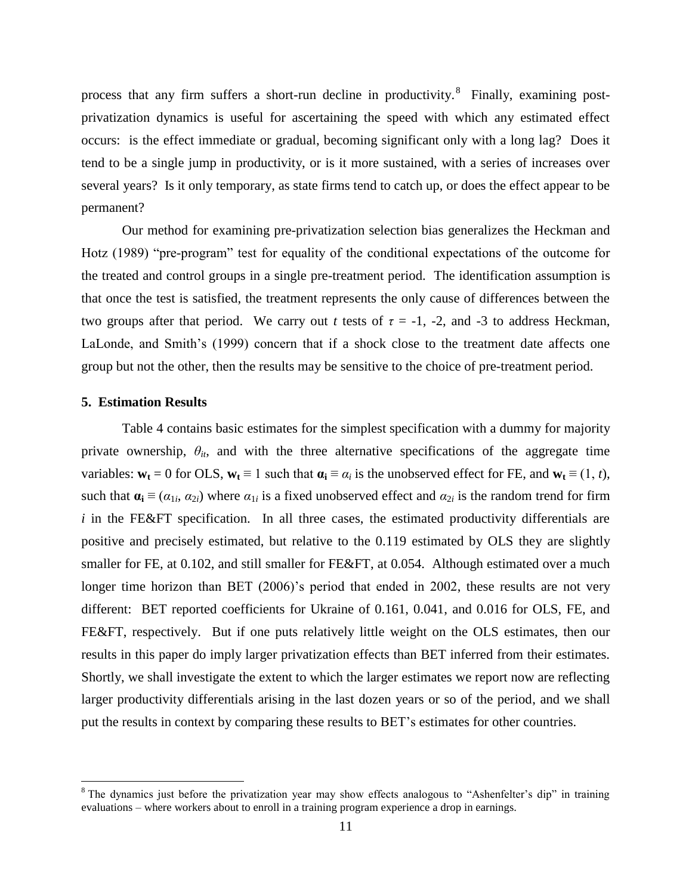process that any firm suffers a short-run decline in productivity.[8] Finally, examining post-privatization dynamics is useful for ascertaining the speed with which any estimated effect occurs: is the effect immediate or gradual, becoming significant only with a long lag? Does it tend to be a single jump in productivity, or is it more sustained, with a series of increases over several years? Is it only temporary, as state firms tend to catch up, or does the effect appear to be permanent?

Our method for examining pre-privatization selection bias generalizes the Heckman and Hotz (1989) "pre-program" test for equality of the conditional expectations of the outcome for the treated and control groups in a single pre-treatment period. The identification assumption is that once the test is satisfied, the treatment represents the only cause of differences between the two groups after that period. We carry out *t* tests of $\tau$ = -1, -2, and -3 to address Heckman, LaLonde, and Smith's (1999) concern that if a shock close to the treatment date affects one group but not the other, then the results may be sensitive to the choice of pre-treatment period.

## 5. Estimation Results

Table 4 contains basic estimates for the simplest specification with a dummy for majority private ownership, $\theta_{it}$, and with the three alternative specifications of the aggregate time variables: $\mathbf{w_t} = 0$ for OLS, $\mathbf{w_t} \equiv 1$ such that $\boldsymbol{\alpha_i} \equiv \alpha_i$ is the unobserved effect for FE, and $\mathbf{w_t} \equiv (1, t)$, such that $\boldsymbol{\alpha_i} \equiv (\alpha_{1i}, \alpha_{2i})$ where $\alpha_{1i}$ is a fixed unobserved effect and $\alpha_{2i}$ is the random trend for firm *i* in the FE&FT specification. In all three cases, the estimated productivity differentials are positive and precisely estimated, but relative to the 0.119 estimated by OLS they are slightly smaller for FE, at 0.102, and still smaller for FE&FT, at 0.054. Although estimated over a much longer time horizon than BET (2006)'s period that ended in 2002, these results are not very different: BET reported coefficients for Ukraine of 0.161, 0.041, and 0.016 for OLS, FE, and FE&FT, respectively. But if one puts relatively little weight on the OLS estimates, then our results in this paper do imply larger privatization effects than BET inferred from their estimates. Shortly, we shall investigate the extent to which the larger estimates we report now are reflecting larger productivity differentials arising in the last dozen years or so of the period, and we shall put the results in context by comparing these results to BET's estimates for other countries.

[8] The dynamics just before the privatization year may show effects analogous to "Ashenfelter's dip" in training evaluations – where workers about to enroll in a training program experience a drop in earnings.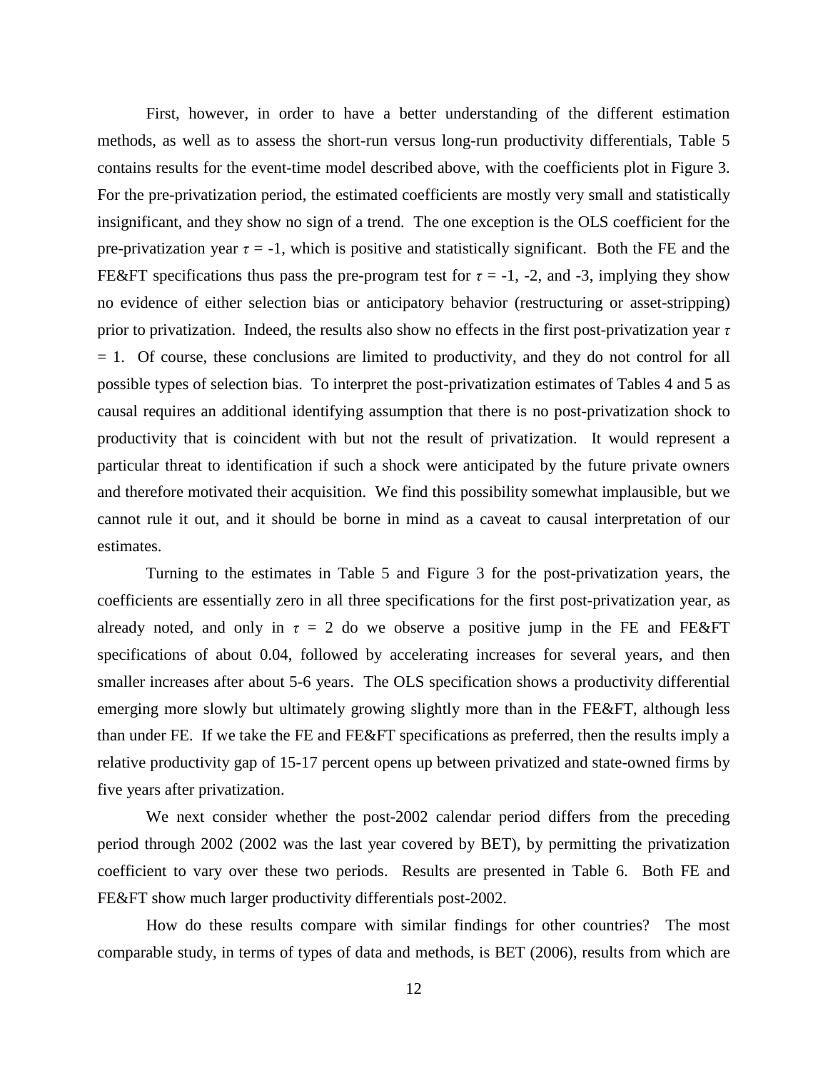First, however, in order to have a better understanding of the different estimation methods, as well as to assess the short-run versus long-run productivity differentials, Table 5 contains results for the event-time model described above, with the coefficients plot in Figure 3. For the pre-privatization period, the estimated coefficients are mostly very small and statistically insignificant, and they show no sign of a trend. The one exception is the OLS coefficient for the pre-privatization year $\tau$ = -1, which is positive and statistically significant. Both the FE and the FE&FT specifications thus pass the pre-program test for $\tau$ = -1, -2, and -3, implying they show no evidence of either selection bias or anticipatory behavior (restructuring or asset-stripping) prior to privatization. Indeed, the results also show no effects in the first post-privatization year $\tau$ = 1. Of course, these conclusions are limited to productivity, and they do not control for all possible types of selection bias. To interpret the post-privatization estimates of Tables 4 and 5 as causal requires an additional identifying assumption that there is no post-privatization shock to productivity that is coincident with but not the result of privatization. It would represent a particular threat to identification if such a shock were anticipated by the future private owners and therefore motivated their acquisition. We find this possibility somewhat implausible, but we cannot rule it out, and it should be borne in mind as a caveat to causal interpretation of our estimates.

Turning to the estimates in Table 5 and Figure 3 for the post-privatization years, the coefficients are essentially zero in all three specifications for the first post-privatization year, as already noted, and only in $\tau$ = 2 do we observe a positive jump in the FE and FE&FT specifications of about 0.04, followed by accelerating increases for several years, and then smaller increases after about 5-6 years. The OLS specification shows a productivity differential emerging more slowly but ultimately growing slightly more than in the FE&FT, although less than under FE. If we take the FE and FE&FT specifications as preferred, then the results imply a relative productivity gap of 15-17 percent opens up between privatized and state-owned firms by five years after privatization.

We next consider whether the post-2002 calendar period differs from the preceding period through 2002 (2002 was the last year covered by BET), by permitting the privatization coefficient to vary over these two periods. Results are presented in Table 6. Both FE and FE&FT show much larger productivity differentials post-2002.

How do these results compare with similar findings for other countries? The most comparable study, in terms of types of data and methods, is BET (2006), results from which are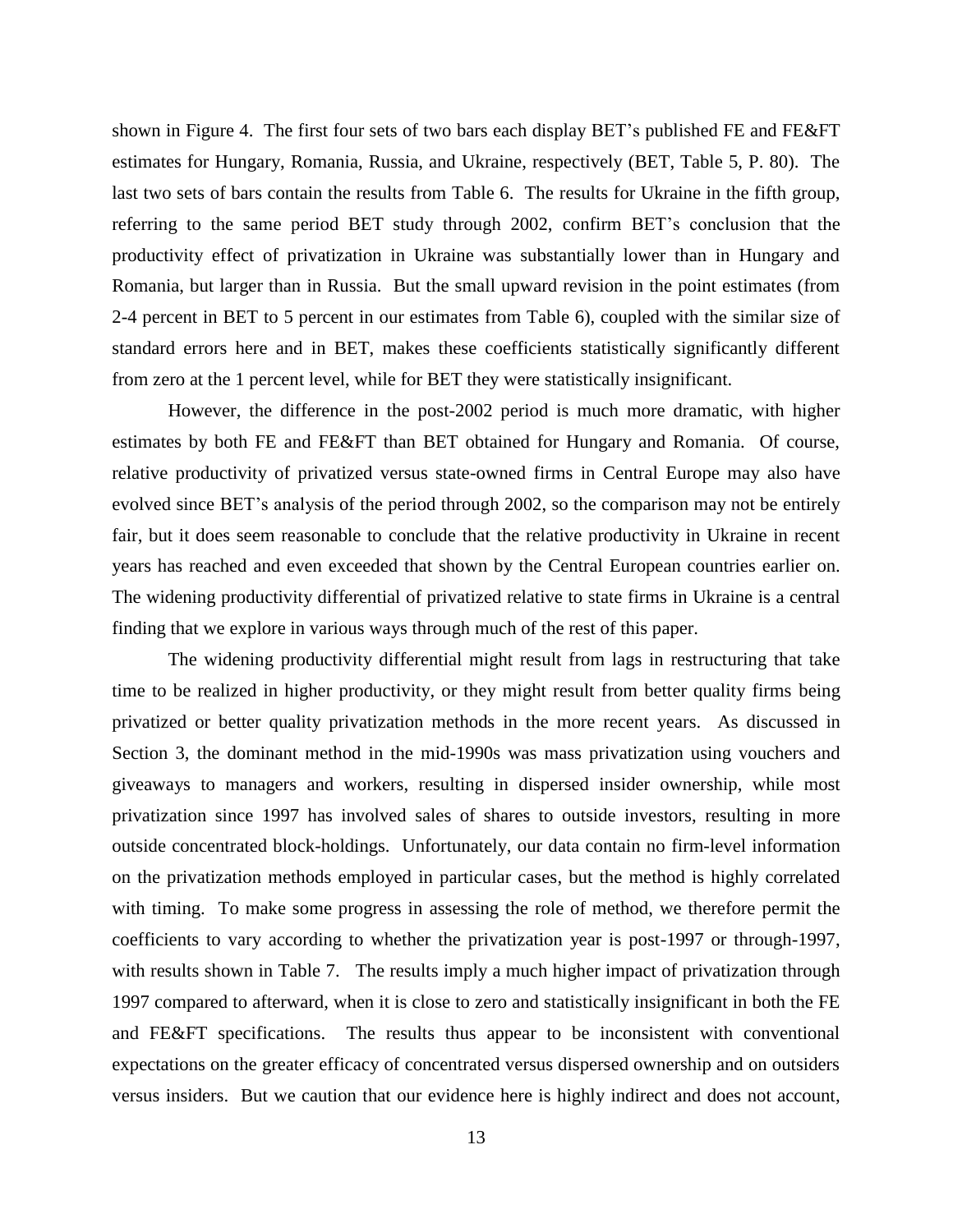shown in Figure 4. The first four sets of two bars each display BET's published FE and FE&FT estimates for Hungary, Romania, Russia, and Ukraine, respectively (BET, Table 5, P. 80). The last two sets of bars contain the results from Table 6. The results for Ukraine in the fifth group, referring to the same period BET study through 2002, confirm BET's conclusion that the productivity effect of privatization in Ukraine was substantially lower than in Hungary and Romania, but larger than in Russia. But the small upward revision in the point estimates (from 2-4 percent in BET to 5 percent in our estimates from Table 6), coupled with the similar size of standard errors here and in BET, makes these coefficients statistically significantly different from zero at the 1 percent level, while for BET they were statistically insignificant.

However, the difference in the post-2002 period is much more dramatic, with higher estimates by both FE and FE&FT than BET obtained for Hungary and Romania. Of course, relative productivity of privatized versus state-owned firms in Central Europe may also have evolved since BET's analysis of the period through 2002, so the comparison may not be entirely fair, but it does seem reasonable to conclude that the relative productivity in Ukraine in recent years has reached and even exceeded that shown by the Central European countries earlier on. The widening productivity differential of privatized relative to state firms in Ukraine is a central finding that we explore in various ways through much of the rest of this paper.

The widening productivity differential might result from lags in restructuring that take time to be realized in higher productivity, or they might result from better quality firms being privatized or better quality privatization methods in the more recent years. As discussed in Section 3, the dominant method in the mid-1990s was mass privatization using vouchers and giveaways to managers and workers, resulting in dispersed insider ownership, while most privatization since 1997 has involved sales of shares to outside investors, resulting in more outside concentrated block-holdings. Unfortunately, our data contain no firm-level information on the privatization methods employed in particular cases, but the method is highly correlated with timing. To make some progress in assessing the role of method, we therefore permit the coefficients to vary according to whether the privatization year is post-1997 or through-1997, with results shown in Table 7. The results imply a much higher impact of privatization through 1997 compared to afterward, when it is close to zero and statistically insignificant in both the FE and FE&FT specifications. The results thus appear to be inconsistent with conventional expectations on the greater efficacy of concentrated versus dispersed ownership and on outsiders versus insiders. But we caution that our evidence here is highly indirect and does not account,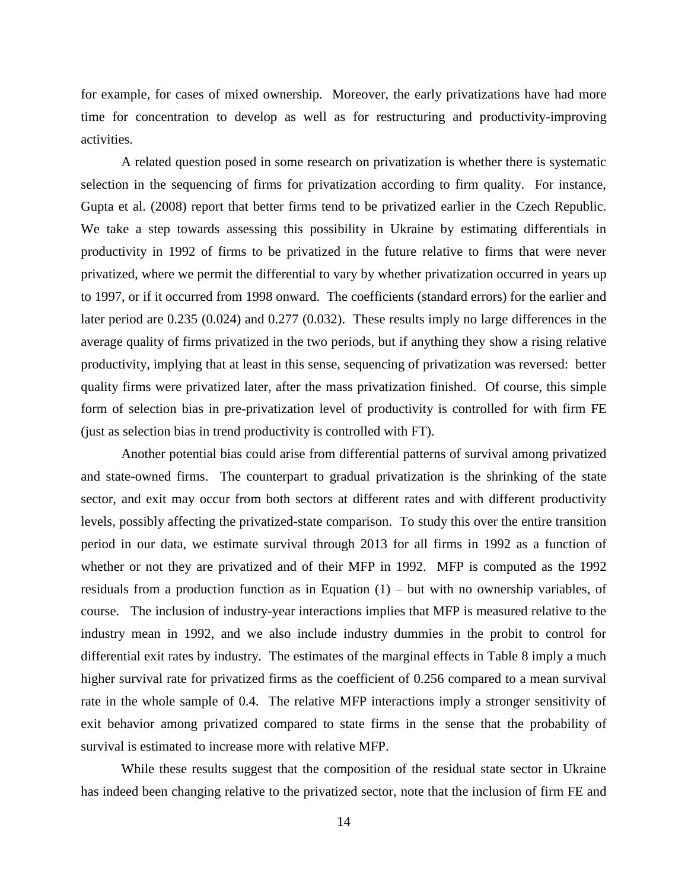for example, for cases of mixed ownership. Moreover, the early privatizations have had more time for concentration to develop as well as for restructuring and productivity-improving activities.

A related question posed in some research on privatization is whether there is systematic selection in the sequencing of firms for privatization according to firm quality. For instance, Gupta et al. (2008) report that better firms tend to be privatized earlier in the Czech Republic. We take a step towards assessing this possibility in Ukraine by estimating differentials in productivity in 1992 of firms to be privatized in the future relative to firms that were never privatized, where we permit the differential to vary by whether privatization occurred in years up to 1997, or if it occurred from 1998 onward. The coefficients (standard errors) for the earlier and later period are 0.235 (0.024) and 0.277 (0.032). These results imply no large differences in the average quality of firms privatized in the two periods, but if anything they show a rising relative productivity, implying that at least in this sense, sequencing of privatization was reversed: better quality firms were privatized later, after the mass privatization finished. Of course, this simple form of selection bias in pre-privatization level of productivity is controlled for with firm FE (just as selection bias in trend productivity is controlled with FT).

Another potential bias could arise from differential patterns of survival among privatized and state-owned firms. The counterpart to gradual privatization is the shrinking of the state sector, and exit may occur from both sectors at different rates and with different productivity levels, possibly affecting the privatized-state comparison. To study this over the entire transition period in our data, we estimate survival through 2013 for all firms in 1992 as a function of whether or not they are privatized and of their MFP in 1992. MFP is computed as the 1992 residuals from a production function as in Equation (1) – but with no ownership variables, of course. The inclusion of industry-year interactions implies that MFP is measured relative to the industry mean in 1992, and we also include industry dummies in the probit to control for differential exit rates by industry. The estimates of the marginal effects in Table 8 imply a much higher survival rate for privatized firms as the coefficient of 0.256 compared to a mean survival rate in the whole sample of 0.4. The relative MFP interactions imply a stronger sensitivity of exit behavior among privatized compared to state firms in the sense that the probability of survival is estimated to increase more with relative MFP.

While these results suggest that the composition of the residual state sector in Ukraine has indeed been changing relative to the privatized sector, note that the inclusion of firm FE and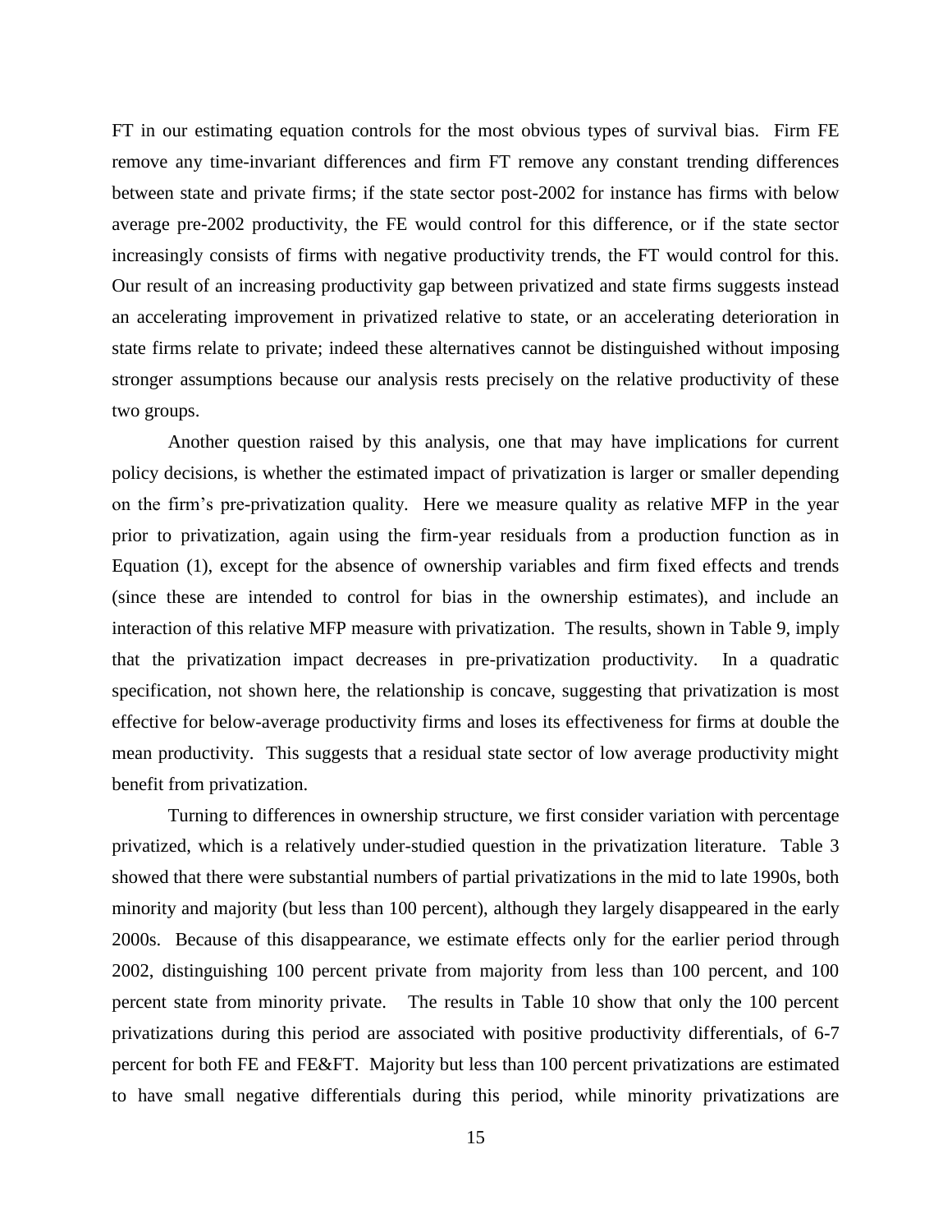FT in our estimating equation controls for the most obvious types of survival bias. Firm FE remove any time-invariant differences and firm FT remove any constant trending differences between state and private firms; if the state sector post-2002 for instance has firms with below average pre-2002 productivity, the FE would control for this difference, or if the state sector increasingly consists of firms with negative productivity trends, the FT would control for this. Our result of an increasing productivity gap between privatized and state firms suggests instead an accelerating improvement in privatized relative to state, or an accelerating deterioration in state firms relate to private; indeed these alternatives cannot be distinguished without imposing stronger assumptions because our analysis rests precisely on the relative productivity of these two groups.

Another question raised by this analysis, one that may have implications for current policy decisions, is whether the estimated impact of privatization is larger or smaller depending on the firm's pre-privatization quality. Here we measure quality as relative MFP in the year prior to privatization, again using the firm-year residuals from a production function as in Equation (1), except for the absence of ownership variables and firm fixed effects and trends (since these are intended to control for bias in the ownership estimates), and include an interaction of this relative MFP measure with privatization. The results, shown in Table 9, imply that the privatization impact decreases in pre-privatization productivity. In a quadratic specification, not shown here, the relationship is concave, suggesting that privatization is most effective for below-average productivity firms and loses its effectiveness for firms at double the mean productivity. This suggests that a residual state sector of low average productivity might benefit from privatization.

Turning to differences in ownership structure, we first consider variation with percentage privatized, which is a relatively under-studied question in the privatization literature. Table 3 showed that there were substantial numbers of partial privatizations in the mid to late 1990s, both minority and majority (but less than 100 percent), although they largely disappeared in the early 2000s. Because of this disappearance, we estimate effects only for the earlier period through 2002, distinguishing 100 percent private from majority from less than 100 percent, and 100 percent state from minority private. The results in Table 10 show that only the 100 percent privatizations during this period are associated with positive productivity differentials, of 6-7 percent for both FE and FE&FT. Majority but less than 100 percent privatizations are estimated to have small negative differentials during this period, while minority privatizations are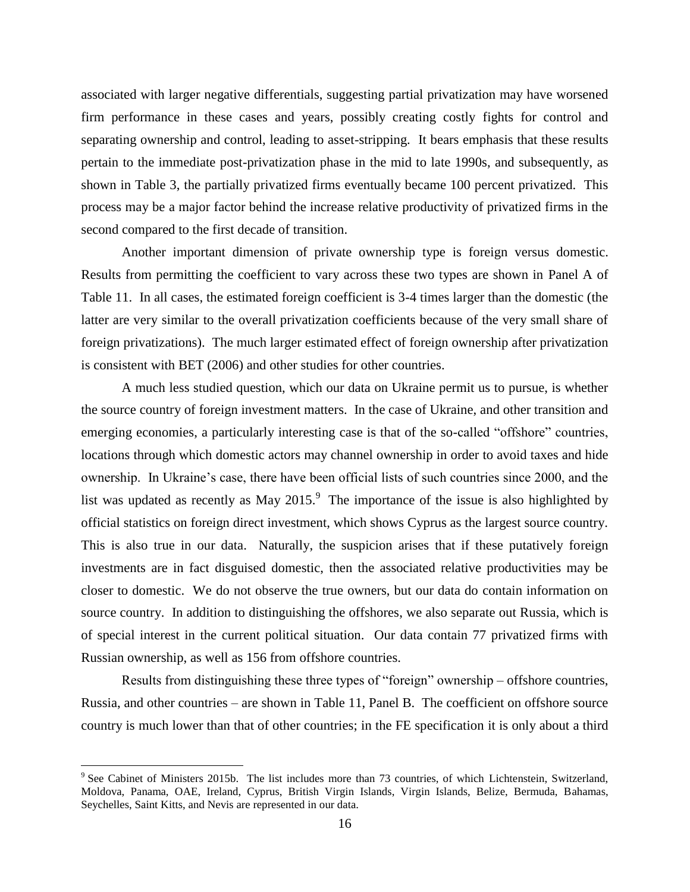associated with larger negative differentials, suggesting partial privatization may have worsened firm performance in these cases and years, possibly creating costly fights for control and separating ownership and control, leading to asset-stripping. It bears emphasis that these results pertain to the immediate post-privatization phase in the mid to late 1990s, and subsequently, as shown in Table 3, the partially privatized firms eventually became 100 percent privatized. This process may be a major factor behind the increase relative productivity of privatized firms in the second compared to the first decade of transition.

Another important dimension of private ownership type is foreign versus domestic. Results from permitting the coefficient to vary across these two types are shown in Panel A of Table 11. In all cases, the estimated foreign coefficient is 3-4 times larger than the domestic (the latter are very similar to the overall privatization coefficients because of the very small share of foreign privatizations). The much larger estimated effect of foreign ownership after privatization is consistent with BET (2006) and other studies for other countries.

A much less studied question, which our data on Ukraine permit us to pursue, is whether the source country of foreign investment matters. In the case of Ukraine, and other transition and emerging economies, a particularly interesting case is that of the so-called "offshore" countries, locations through which domestic actors may channel ownership in order to avoid taxes and hide ownership. In Ukraine's case, there have been official lists of such countries since 2000, and the list was updated as recently as May 2015.[9] The importance of the issue is also highlighted by official statistics on foreign direct investment, which shows Cyprus as the largest source country. This is also true in our data. Naturally, the suspicion arises that if these putatively foreign investments are in fact disguised domestic, then the associated relative productivities may be closer to domestic. We do not observe the true owners, but our data do contain information on source country. In addition to distinguishing the offshores, we also separate out Russia, which is of special interest in the current political situation. Our data contain 77 privatized firms with Russian ownership, as well as 156 from offshore countries.

Results from distinguishing these three types of "foreign" ownership – offshore countries, Russia, and other countries – are shown in Table 11, Panel B. The coefficient on offshore source country is much lower than that of other countries; in the FE specification it is only about a third

[9] See Cabinet of Ministers 2015b. The list includes more than 73 countries, of which Lichtenstein, Switzerland, Moldova, Panama, OAE, Ireland, Cyprus, British Virgin Islands, Virgin Islands, Belize, Bermuda, Bahamas, Seychelles, Saint Kitts, and Nevis are represented in our data.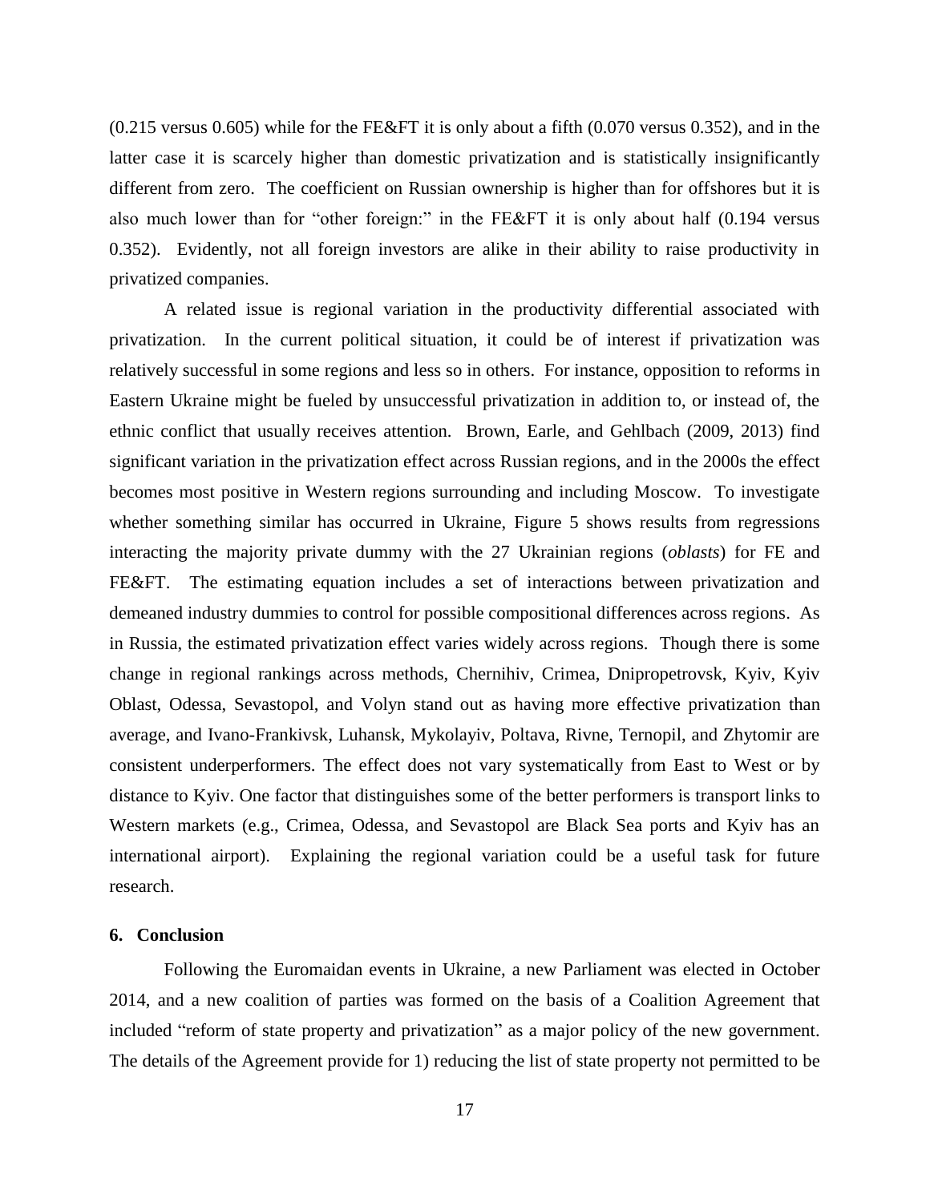(0.215 versus 0.605) while for the FE&FT it is only about a fifth (0.070 versus 0.352), and in the latter case it is scarcely higher than domestic privatization and is statistically insignificantly different from zero. The coefficient on Russian ownership is higher than for offshores but it is also much lower than for "other foreign:" in the FE&FT it is only about half (0.194 versus 0.352). Evidently, not all foreign investors are alike in their ability to raise productivity in privatized companies.

A related issue is regional variation in the productivity differential associated with privatization. In the current political situation, it could be of interest if privatization was relatively successful in some regions and less so in others. For instance, opposition to reforms in Eastern Ukraine might be fueled by unsuccessful privatization in addition to, or instead of, the ethnic conflict that usually receives attention. Brown, Earle, and Gehlbach (2009, 2013) find significant variation in the privatization effect across Russian regions, and in the 2000s the effect becomes most positive in Western regions surrounding and including Moscow. To investigate whether something similar has occurred in Ukraine, Figure 5 shows results from regressions interacting the majority private dummy with the 27 Ukrainian regions (*oblasts*) for FE and FE&FT. The estimating equation includes a set of interactions between privatization and demeaned industry dummies to control for possible compositional differences across regions. As in Russia, the estimated privatization effect varies widely across regions. Though there is some change in regional rankings across methods, Chernihiv, Crimea, Dnipropetrovsk, Kyiv, Kyiv Oblast, Odessa, Sevastopol, and Volyn stand out as having more effective privatization than average, and Ivano-Frankivsk, Luhansk, Mykolayiv, Poltava, Rivne, Ternopil, and Zhytomir are consistent underperformers. The effect does not vary systematically from East to West or by distance to Kyiv. One factor that distinguishes some of the better performers is transport links to Western markets (e.g., Crimea, Odessa, and Sevastopol are Black Sea ports and Kyiv has an international airport). Explaining the regional variation could be a useful task for future research.

## 6. Conclusion

Following the Euromaidan events in Ukraine, a new Parliament was elected in October 2014, and a new coalition of parties was formed on the basis of a Coalition Agreement that included "reform of state property and privatization" as a major policy of the new government. The details of the Agreement provide for 1) reducing the list of state property not permitted to be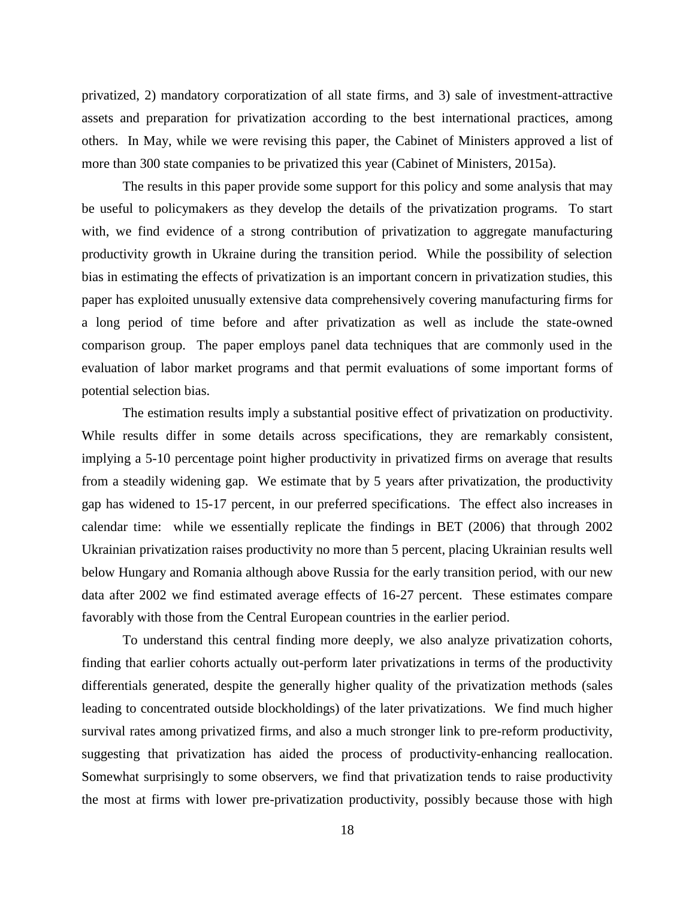privatized, 2) mandatory corporatization of all state firms, and 3) sale of investment-attractive assets and preparation for privatization according to the best international practices, among others. In May, while we were revising this paper, the Cabinet of Ministers approved a list of more than 300 state companies to be privatized this year (Cabinet of Ministers, 2015a).

The results in this paper provide some support for this policy and some analysis that may be useful to policymakers as they develop the details of the privatization programs. To start with, we find evidence of a strong contribution of privatization to aggregate manufacturing productivity growth in Ukraine during the transition period. While the possibility of selection bias in estimating the effects of privatization is an important concern in privatization studies, this paper has exploited unusually extensive data comprehensively covering manufacturing firms for a long period of time before and after privatization as well as include the state-owned comparison group. The paper employs panel data techniques that are commonly used in the evaluation of labor market programs and that permit evaluations of some important forms of potential selection bias.

The estimation results imply a substantial positive effect of privatization on productivity. While results differ in some details across specifications, they are remarkably consistent, implying a 5-10 percentage point higher productivity in privatized firms on average that results from a steadily widening gap. We estimate that by 5 years after privatization, the productivity gap has widened to 15-17 percent, in our preferred specifications. The effect also increases in calendar time: while we essentially replicate the findings in BET (2006) that through 2002 Ukrainian privatization raises productivity no more than 5 percent, placing Ukrainian results well below Hungary and Romania although above Russia for the early transition period, with our new data after 2002 we find estimated average effects of 16-27 percent. These estimates compare favorably with those from the Central European countries in the earlier period.

To understand this central finding more deeply, we also analyze privatization cohorts, finding that earlier cohorts actually out-perform later privatizations in terms of the productivity differentials generated, despite the generally higher quality of the privatization methods (sales leading to concentrated outside blockholdings) of the later privatizations. We find much higher survival rates among privatized firms, and also a much stronger link to pre-reform productivity, suggesting that privatization has aided the process of productivity-enhancing reallocation. Somewhat surprisingly to some observers, we find that privatization tends to raise productivity the most at firms with lower pre-privatization productivity, possibly because those with high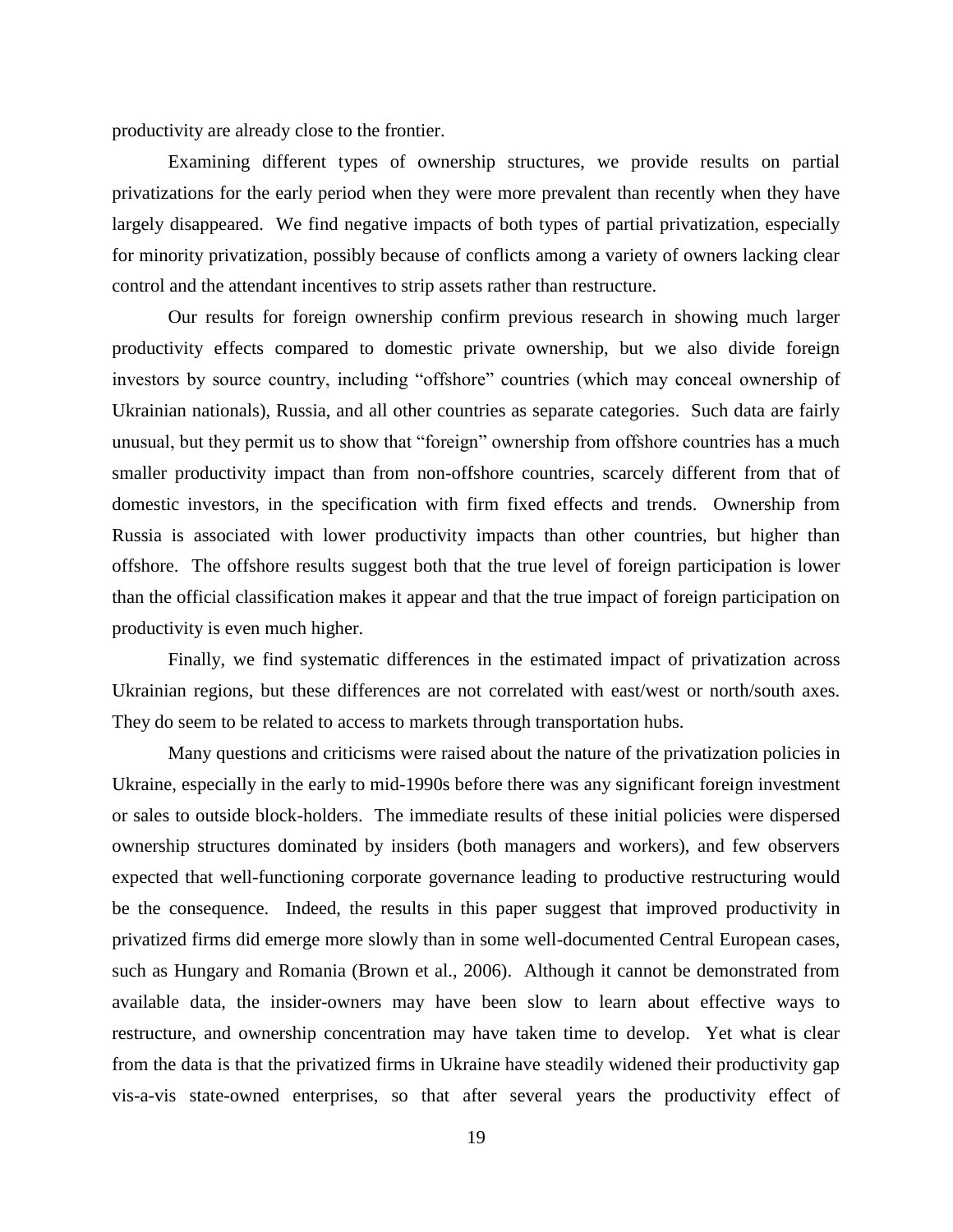productivity are already close to the frontier.

Examining different types of ownership structures, we provide results on partial privatizations for the early period when they were more prevalent than recently when they have largely disappeared. We find negative impacts of both types of partial privatization, especially for minority privatization, possibly because of conflicts among a variety of owners lacking clear control and the attendant incentives to strip assets rather than restructure.

Our results for foreign ownership confirm previous research in showing much larger productivity effects compared to domestic private ownership, but we also divide foreign investors by source country, including "offshore" countries (which may conceal ownership of Ukrainian nationals), Russia, and all other countries as separate categories. Such data are fairly unusual, but they permit us to show that "foreign" ownership from offshore countries has a much smaller productivity impact than from non-offshore countries, scarcely different from that of domestic investors, in the specification with firm fixed effects and trends. Ownership from Russia is associated with lower productivity impacts than other countries, but higher than offshore. The offshore results suggest both that the true level of foreign participation is lower than the official classification makes it appear and that the true impact of foreign participation on productivity is even much higher.

Finally, we find systematic differences in the estimated impact of privatization across Ukrainian regions, but these differences are not correlated with east/west or north/south axes. They do seem to be related to access to markets through transportation hubs.

Many questions and criticisms were raised about the nature of the privatization policies in Ukraine, especially in the early to mid-1990s before there was any significant foreign investment or sales to outside block-holders. The immediate results of these initial policies were dispersed ownership structures dominated by insiders (both managers and workers), and few observers expected that well-functioning corporate governance leading to productive restructuring would be the consequence. Indeed, the results in this paper suggest that improved productivity in privatized firms did emerge more slowly than in some well-documented Central European cases, such as Hungary and Romania (Brown et al., 2006). Although it cannot be demonstrated from available data, the insider-owners may have been slow to learn about effective ways to restructure, and ownership concentration may have taken time to develop. Yet what is clear from the data is that the privatized firms in Ukraine have steadily widened their productivity gap vis-a-vis state-owned enterprises, so that after several years the productivity effect of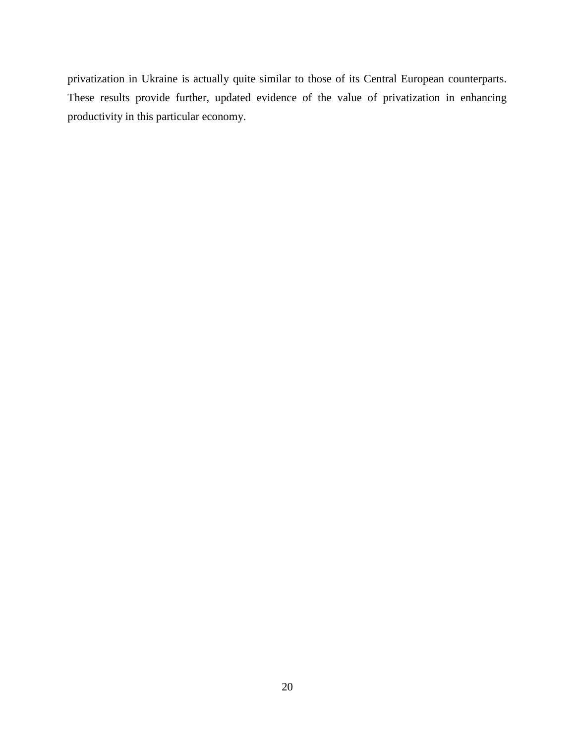privatization in Ukraine is actually quite similar to those of its Central European counterparts. These results provide further, updated evidence of the value of privatization in enhancing productivity in this particular economy.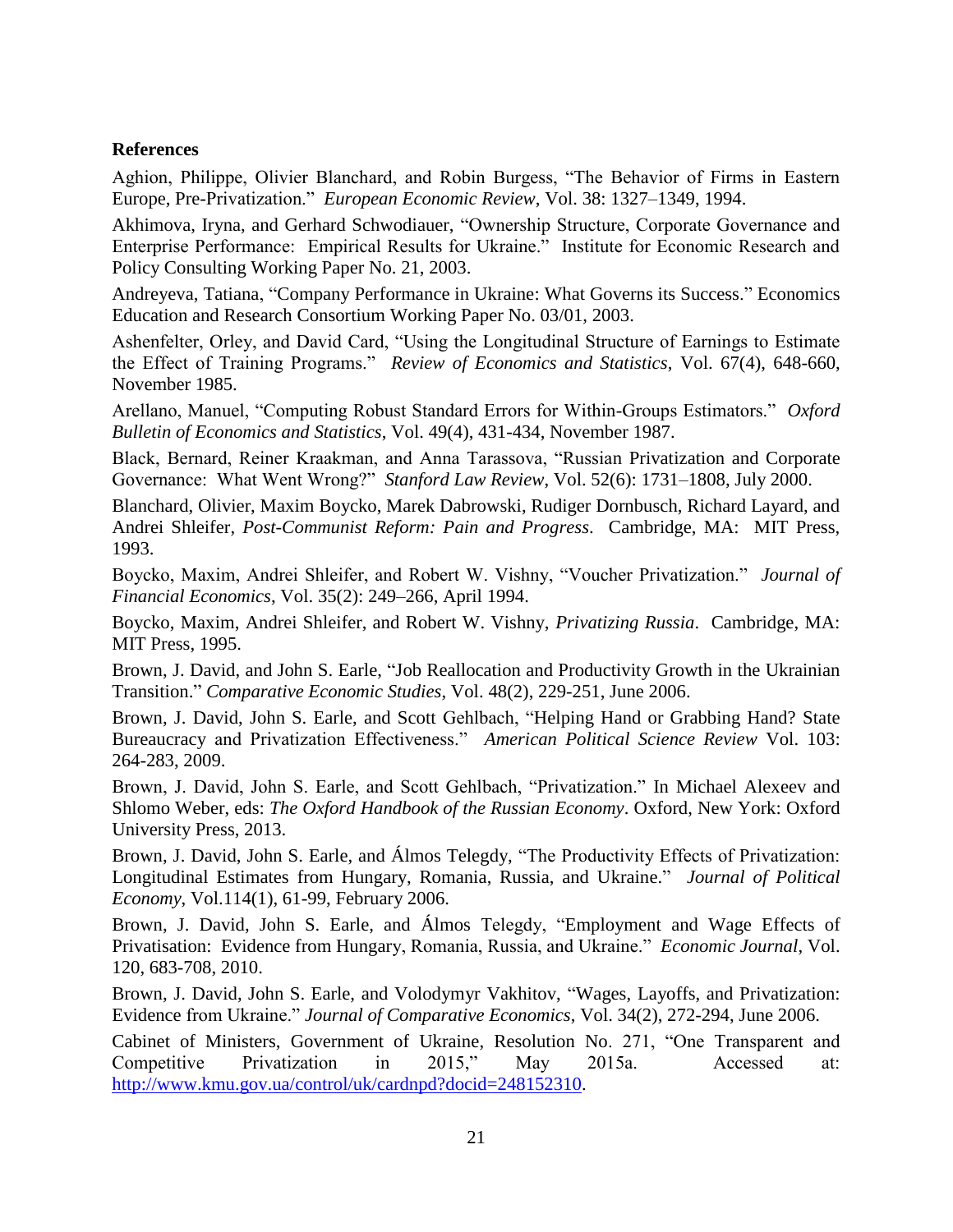**References**

Aghion, Philippe, Olivier Blanchard, and Robin Burgess, "The Behavior of Firms in Eastern Europe, Pre-Privatization." *European Economic Review*, Vol. 38: 1327–1349, 1994.

Akhimova, Iryna, and Gerhard Schwodiauer, "Ownership Structure, Corporate Governance and Enterprise Performance: Empirical Results for Ukraine." Institute for Economic Research and Policy Consulting Working Paper No. 21, 2003.

Andreyeva, Tatiana, "Company Performance in Ukraine: What Governs its Success." Economics Education and Research Consortium Working Paper No. 03/01, 2003.

Ashenfelter, Orley, and David Card, "Using the Longitudinal Structure of Earnings to Estimate the Effect of Training Programs." *Review of Economics and Statistics*, Vol. 67(4), 648-660, November 1985.

Arellano, Manuel, "Computing Robust Standard Errors for Within-Groups Estimators." *Oxford Bulletin of Economics and Statistics*, Vol. 49(4), 431-434, November 1987.

Black, Bernard, Reiner Kraakman, and Anna Tarassova, "Russian Privatization and Corporate Governance: What Went Wrong?" *Stanford Law Review*, Vol. 52(6): 1731–1808, July 2000.

Blanchard, Olivier, Maxim Boycko, Marek Dabrowski, Rudiger Dornbusch, Richard Layard, and Andrei Shleifer, *Post-Communist Reform: Pain and Progress*. Cambridge, MA: MIT Press, 1993.

Boycko, Maxim, Andrei Shleifer, and Robert W. Vishny, "Voucher Privatization." *Journal of Financial Economics*, Vol. 35(2): 249–266, April 1994.

Boycko, Maxim, Andrei Shleifer, and Robert W. Vishny, *Privatizing Russia*. Cambridge, MA: MIT Press, 1995.

Brown, J. David, and John S. Earle, "Job Reallocation and Productivity Growth in the Ukrainian Transition." *Comparative Economic Studies*, Vol. 48(2), 229-251, June 2006.

Brown, J. David, John S. Earle, and Scott Gehlbach, "Helping Hand or Grabbing Hand? State Bureaucracy and Privatization Effectiveness." *American Political Science Review* Vol. 103: 264-283, 2009.

Brown, J. David, John S. Earle, and Scott Gehlbach, "Privatization." In Michael Alexeev and Shlomo Weber, eds: *The Oxford Handbook of the Russian Economy*. Oxford, New York: Oxford University Press, 2013.

Brown, J. David, John S. Earle, and Álmos Telegdy, "The Productivity Effects of Privatization: Longitudinal Estimates from Hungary, Romania, Russia, and Ukraine." *Journal of Political Economy*, Vol.114(1), 61-99, February 2006.

Brown, J. David, John S. Earle, and Álmos Telegdy, "Employment and Wage Effects of Privatisation: Evidence from Hungary, Romania, Russia, and Ukraine." *Economic Journal*, Vol. 120, 683-708, 2010.

Brown, J. David, John S. Earle, and Volodymyr Vakhitov, "Wages, Layoffs, and Privatization: Evidence from Ukraine." *Journal of Comparative Economics*, Vol. 34(2), 272-294, June 2006.

Cabinet of Ministers, Government of Ukraine, Resolution No. 271, "One Transparent and Competitive Privatization in 2015," May 2015a. Accessed at: http://www.kmu.gov.ua/control/uk/cardnpd?docid=248152310.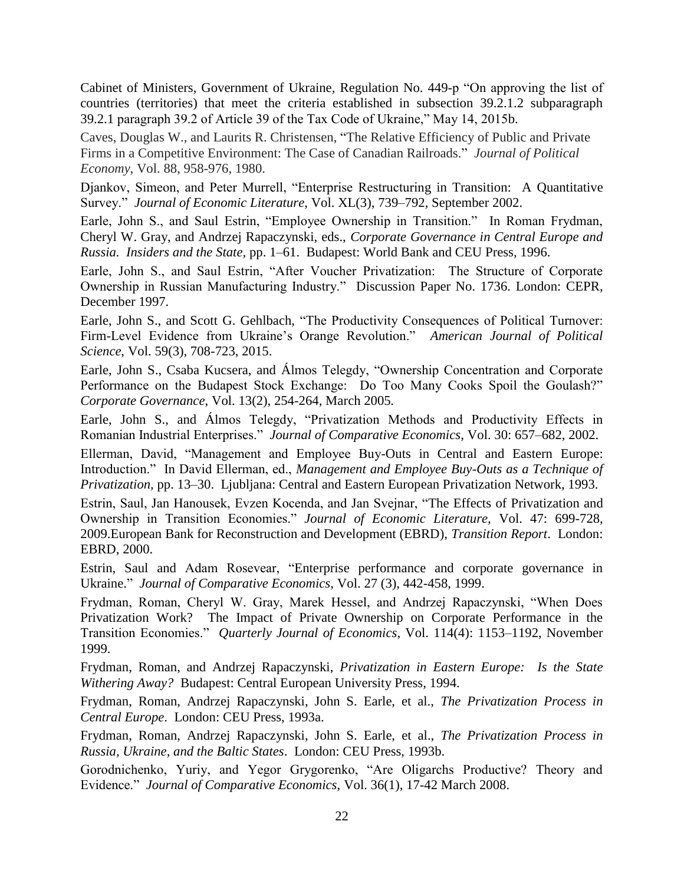Cabinet of Ministers, Government of Ukraine, Regulation No. 449-p "On approving the list of countries (territories) that meet the criteria established in subsection 39.2.1.2 subparagraph 39.2.1 paragraph 39.2 of Article 39 of the Tax Code of Ukraine," May 14, 2015b.

Caves, Douglas W., and Laurits R. Christensen, "The Relative Efficiency of Public and Private Firms in a Competitive Environment: The Case of Canadian Railroads." *Journal of Political Economy*, Vol. 88, 958-976, 1980.

Djankov, Simeon, and Peter Murrell, "Enterprise Restructuring in Transition: A Quantitative Survey." *Journal of Economic Literature*, Vol. XL(3), 739–792, September 2002.

Earle, John S., and Saul Estrin, "Employee Ownership in Transition." In Roman Frydman, Cheryl W. Gray, and Andrzej Rapaczynski, eds., *Corporate Governance in Central Europe and Russia. Insiders and the State*, pp. 1–61. Budapest: World Bank and CEU Press, 1996.

Earle, John S., and Saul Estrin, "After Voucher Privatization: The Structure of Corporate Ownership in Russian Manufacturing Industry." Discussion Paper No. 1736. London: CEPR, December 1997.

Earle, John S., and Scott G. Gehlbach, "The Productivity Consequences of Political Turnover: Firm-Level Evidence from Ukraine's Orange Revolution." *American Journal of Political Science*, Vol. 59(3), 708-723, 2015.

Earle, John S., Csaba Kucsera, and Álmos Telegdy, "Ownership Concentration and Corporate Performance on the Budapest Stock Exchange: Do Too Many Cooks Spoil the Goulash?" *Corporate Governance*, Vol. 13(2), 254-264, March 2005.

Earle, John S., and Álmos Telegdy, "Privatization Methods and Productivity Effects in Romanian Industrial Enterprises." *Journal of Comparative Economics*, Vol. 30: 657–682, 2002.

Ellerman, David, "Management and Employee Buy-Outs in Central and Eastern Europe: Introduction." In David Ellerman, ed., *Management and Employee Buy-Outs as a Technique of Privatization*, pp. 13–30. Ljubljana: Central and Eastern European Privatization Network, 1993.

Estrin, Saul, Jan Hanousek, Evzen Kocenda, and Jan Svejnar, "The Effects of Privatization and Ownership in Transition Economies." *Journal of Economic Literature*, Vol. 47: 699-728, 2009.European Bank for Reconstruction and Development (EBRD), *Transition Report*. London: EBRD, 2000.

Estrin, Saul and Adam Rosevear, "Enterprise performance and corporate governance in Ukraine." *Journal of Comparative Economics*, Vol. 27 (3), 442-458, 1999.

Frydman, Roman, Cheryl W. Gray, Marek Hessel, and Andrzej Rapaczynski, "When Does Privatization Work? The Impact of Private Ownership on Corporate Performance in the Transition Economies." *Quarterly Journal of Economics*, Vol. 114(4): 1153–1192, November 1999.

Frydman, Roman, and Andrzej Rapaczynski, *Privatization in Eastern Europe: Is the State Withering Away?* Budapest: Central European University Press, 1994.

Frydman, Roman, Andrzej Rapaczynski, John S. Earle, et al., *The Privatization Process in Central Europe*. London: CEU Press, 1993a.

Frydman, Roman, Andrzej Rapaczynski, John S. Earle, et al., *The Privatization Process in Russia, Ukraine, and the Baltic States*. London: CEU Press, 1993b.

Gorodnichenko, Yuriy, and Yegor Grygorenko, "Are Oligarchs Productive? Theory and Evidence." *Journal of Comparative Economics*, Vol. 36(1), 17-42 March 2008.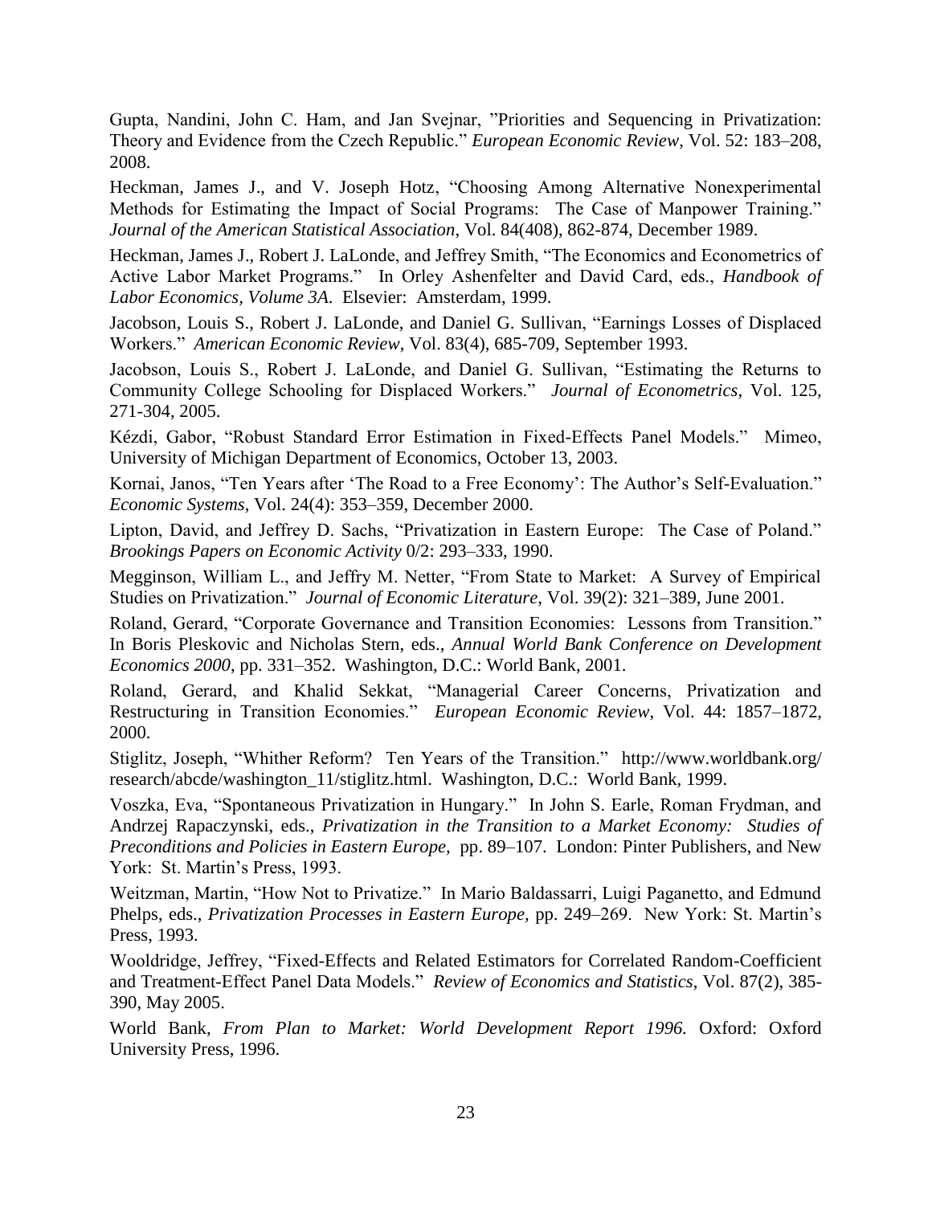Gupta, Nandini, John C. Ham, and Jan Svejnar, "Priorities and Sequencing in Privatization: Theory and Evidence from the Czech Republic." *European Economic Review*, Vol. 52: 183–208, 2008.

Heckman, James J., and V. Joseph Hotz, "Choosing Among Alternative Nonexperimental Methods for Estimating the Impact of Social Programs: The Case of Manpower Training." *Journal of the American Statistical Association*, Vol. 84(408), 862-874, December 1989.

Heckman, James J., Robert J. LaLonde, and Jeffrey Smith, "The Economics and Econometrics of Active Labor Market Programs." In Orley Ashenfelter and David Card, eds., *Handbook of Labor Economics, Volume 3A.* Elsevier: Amsterdam, 1999.

Jacobson, Louis S., Robert J. LaLonde, and Daniel G. Sullivan, "Earnings Losses of Displaced Workers." *American Economic Review*, Vol. 83(4), 685-709, September 1993.

Jacobson, Louis S., Robert J. LaLonde, and Daniel G. Sullivan, "Estimating the Returns to Community College Schooling for Displaced Workers." *Journal of Econometrics*, Vol. 125, 271-304, 2005.

Kézdi, Gabor, "Robust Standard Error Estimation in Fixed-Effects Panel Models." Mimeo, University of Michigan Department of Economics, October 13, 2003.

Kornai, Janos, "Ten Years after 'The Road to a Free Economy': The Author's Self-Evaluation." *Economic Systems*, Vol. 24(4): 353–359, December 2000.

Lipton, David, and Jeffrey D. Sachs, "Privatization in Eastern Europe: The Case of Poland." *Brookings Papers on Economic Activity* 0/2: 293–333, 1990.

Megginson, William L., and Jeffry M. Netter, "From State to Market: A Survey of Empirical Studies on Privatization." *Journal of Economic Literature*, Vol. 39(2): 321–389, June 2001.

Roland, Gerard, "Corporate Governance and Transition Economies: Lessons from Transition." In Boris Pleskovic and Nicholas Stern, eds., *Annual World Bank Conference on Development Economics 2000*, pp. 331–352. Washington, D.C.: World Bank, 2001.

Roland, Gerard, and Khalid Sekkat, "Managerial Career Concerns, Privatization and Restructuring in Transition Economies." *European Economic Review*, Vol. 44: 1857–1872, 2000.

Stiglitz, Joseph, "Whither Reform? Ten Years of the Transition." http://www.worldbank.org/research/abcde/washington_11/stiglitz.html. Washington, D.C.: World Bank, 1999.

Voszka, Eva, "Spontaneous Privatization in Hungary." In John S. Earle, Roman Frydman, and Andrzej Rapaczynski, eds., *Privatization in the Transition to a Market Economy: Studies of Preconditions and Policies in Eastern Europe,* pp. 89–107. London: Pinter Publishers, and New York: St. Martin's Press, 1993.

Weitzman, Martin, "How Not to Privatize." In Mario Baldassarri, Luigi Paganetto, and Edmund Phelps, eds., *Privatization Processes in Eastern Europe,* pp. 249–269. New York: St. Martin's Press, 1993.

Wooldridge, Jeffrey, "Fixed-Effects and Related Estimators for Correlated Random-Coefficient and Treatment-Effect Panel Data Models." *Review of Economics and Statistics*, Vol. 87(2), 385-390, May 2005.

World Bank, *From Plan to Market: World Development Report 1996.* Oxford: Oxford University Press, 1996.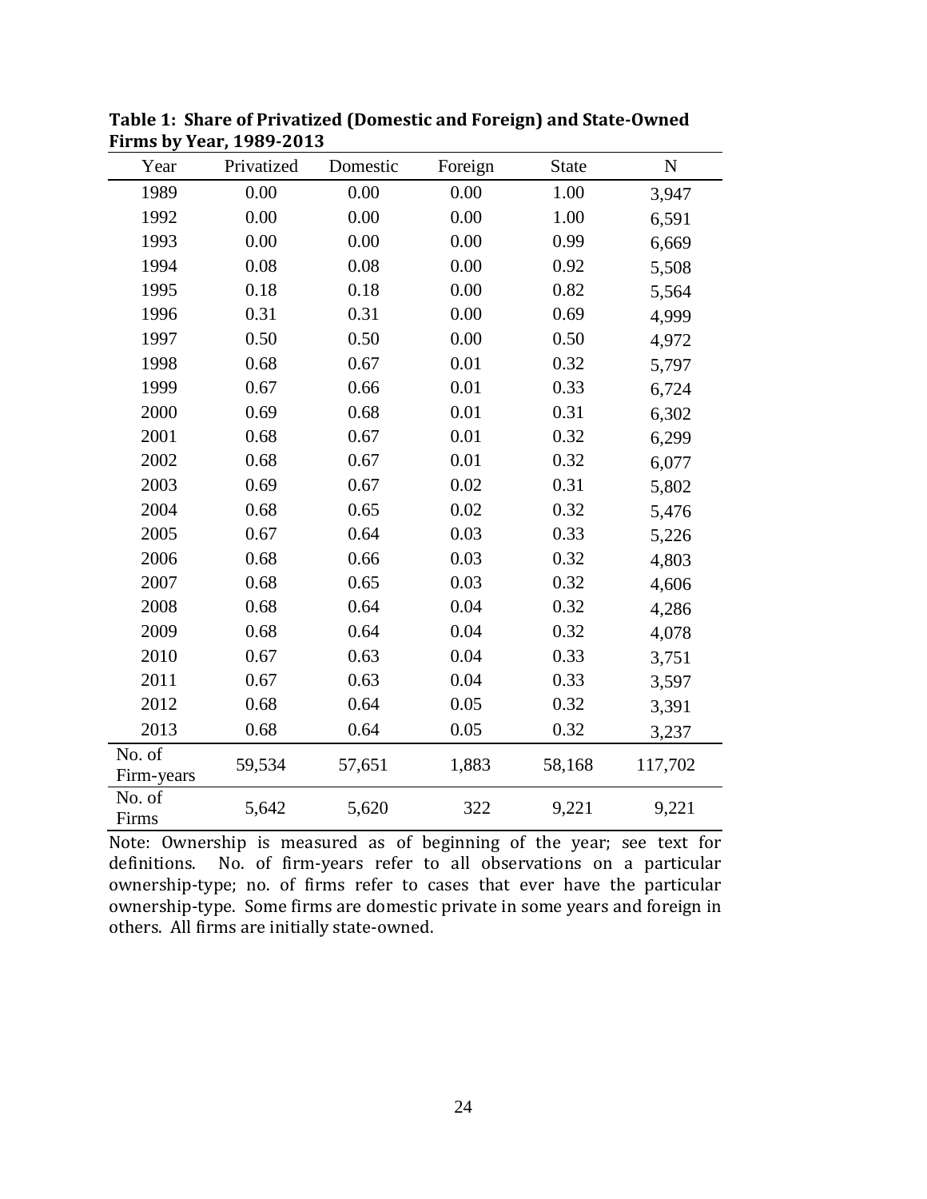**Table 1: Share of Privatized (Domestic and Foreign) and State-Owned Firms by Year, 1989-2013**

| Year | Privatized | Domestic | Foreign | State | N |
|---|---|---|---|---|---|
| 1989 | 0.00 | 0.00 | 0.00 | 1.00 | 3,947 |
| 1992 | 0.00 | 0.00 | 0.00 | 1.00 | 6,591 |
| 1993 | 0.00 | 0.00 | 0.00 | 0.99 | 6,669 |
| 1994 | 0.08 | 0.08 | 0.00 | 0.92 | 5,508 |
| 1995 | 0.18 | 0.18 | 0.00 | 0.82 | 5,564 |
| 1996 | 0.31 | 0.31 | 0.00 | 0.69 | 4,999 |
| 1997 | 0.50 | 0.50 | 0.00 | 0.50 | 4,972 |
| 1998 | 0.68 | 0.67 | 0.01 | 0.32 | 5,797 |
| 1999 | 0.67 | 0.66 | 0.01 | 0.33 | 6,724 |
| 2000 | 0.69 | 0.68 | 0.01 | 0.31 | 6,302 |
| 2001 | 0.68 | 0.67 | 0.01 | 0.32 | 6,299 |
| 2002 | 0.68 | 0.67 | 0.01 | 0.32 | 6,077 |
| 2003 | 0.69 | 0.67 | 0.02 | 0.31 | 5,802 |
| 2004 | 0.68 | 0.65 | 0.02 | 0.32 | 5,476 |
| 2005 | 0.67 | 0.64 | 0.03 | 0.33 | 5,226 |
| 2006 | 0.68 | 0.66 | 0.03 | 0.32 | 4,803 |
| 2007 | 0.68 | 0.65 | 0.03 | 0.32 | 4,606 |
| 2008 | 0.68 | 0.64 | 0.04 | 0.32 | 4,286 |
| 2009 | 0.68 | 0.64 | 0.04 | 0.32 | 4,078 |
| 2010 | 0.67 | 0.63 | 0.04 | 0.33 | 3,751 |
| 2011 | 0.67 | 0.63 | 0.04 | 0.33 | 3,597 |
| 2012 | 0.68 | 0.64 | 0.05 | 0.32 | 3,391 |
| 2013 | 0.68 | 0.64 | 0.05 | 0.32 | 3,237 |
| No. of Firm-years | 59,534 | 57,651 | 1,883 | 58,168 | 117,702 |
| No. of Firms | 5,642 | 5,620 | 322 | 9,221 | 9,221 |

Note: Ownership is measured as of beginning of the year; see text for definitions. No. of firm-years refer to all observations on a particular ownership-type; no. of firms refer to cases that ever have the particular ownership-type. Some firms are domestic private in some years and foreign in others. All firms are initially state-owned.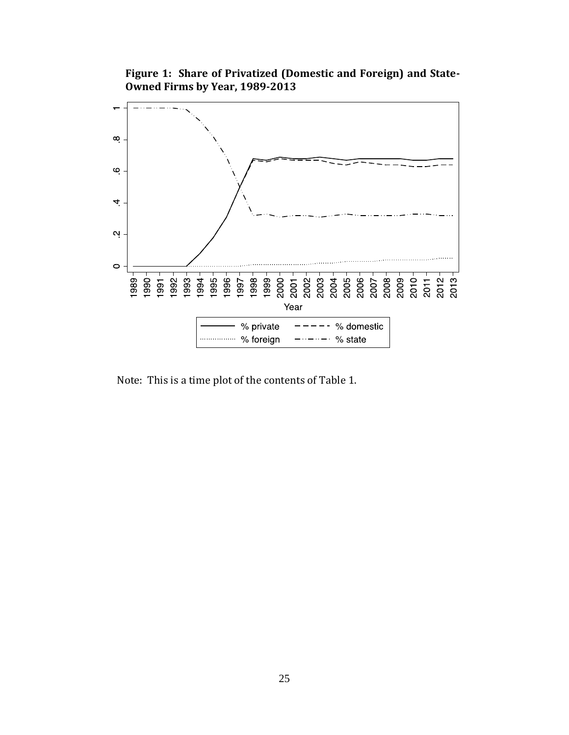**Figure 1: Share of Privatized (Domestic and Foreign) and State-Owned Firms by Year, 1989-2013**

Note: This is a time plot of the contents of Table 1.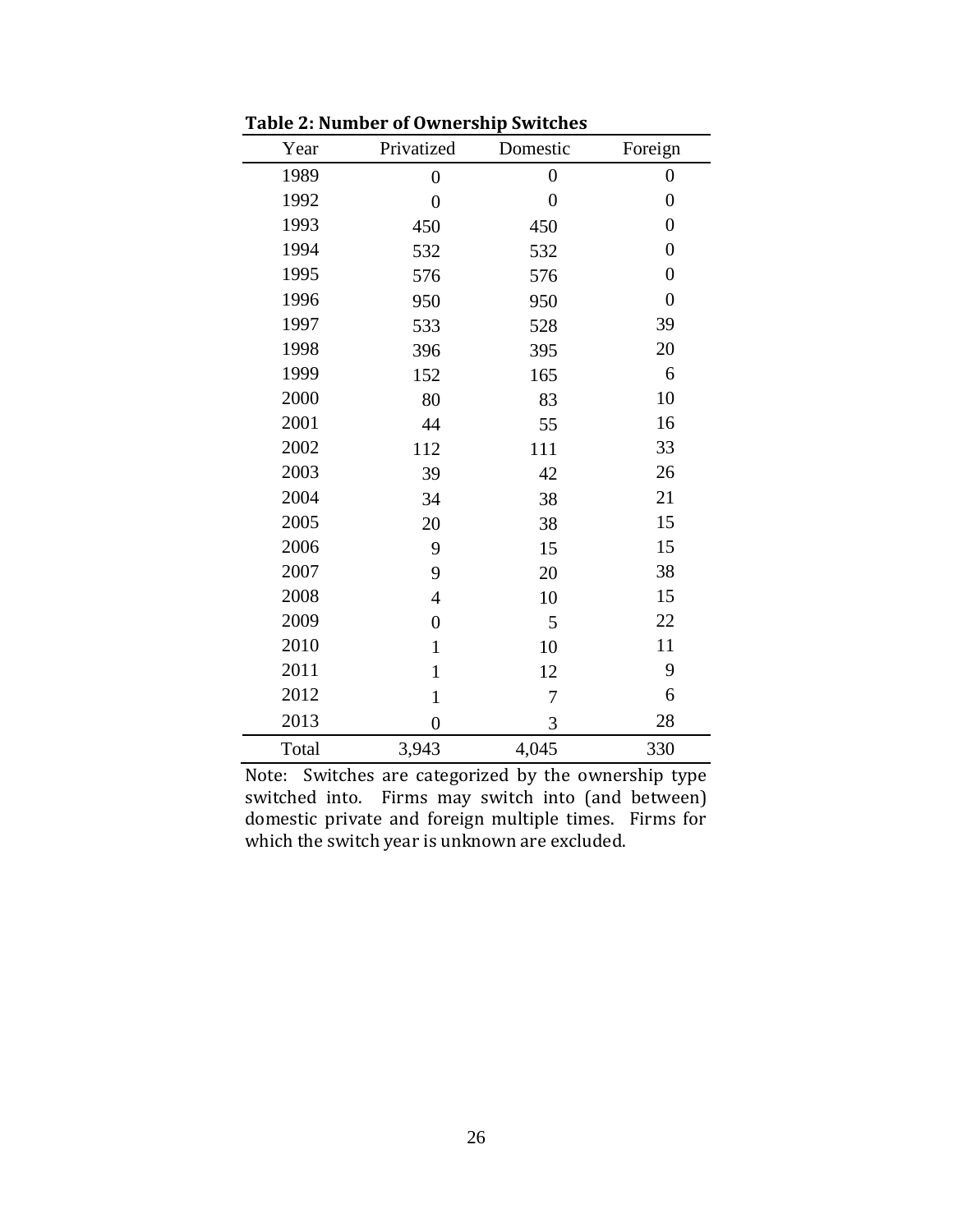**Table 2: Number of Ownership Switches**

| Year | Privatized | Domestic | Foreign |
|---|---|---|---|
| 1989 | 0 | 0 | 0 |
| 1992 | 0 | 0 | 0 |
| 1993 | 450 | 450 | 0 |
| 1994 | 532 | 532 | 0 |
| 1995 | 576 | 576 | 0 |
| 1996 | 950 | 950 | 0 |
| 1997 | 533 | 528 | 39 |
| 1998 | 396 | 395 | 20 |
| 1999 | 152 | 165 | 6 |
| 2000 | 80 | 83 | 10 |
| 2001 | 44 | 55 | 16 |
| 2002 | 112 | 111 | 33 |
| 2003 | 39 | 42 | 26 |
| 2004 | 34 | 38 | 21 |
| 2005 | 20 | 38 | 15 |
| 2006 | 9 | 15 | 15 |
| 2007 | 9 | 20 | 38 |
| 2008 | 4 | 10 | 15 |
| 2009 | 0 | 5 | 22 |
| 2010 | 1 | 10 | 11 |
| 2011 | 1 | 12 | 9 |
| 2012 | 1 | 7 | 6 |
| 2013 | 0 | 3 | 28 |
| Total | 3,943 | 4,045 | 330 |

Note: Switches are categorized by the ownership type switched into. Firms may switch into (and between) domestic private and foreign multiple times. Firms for which the switch year is unknown are excluded.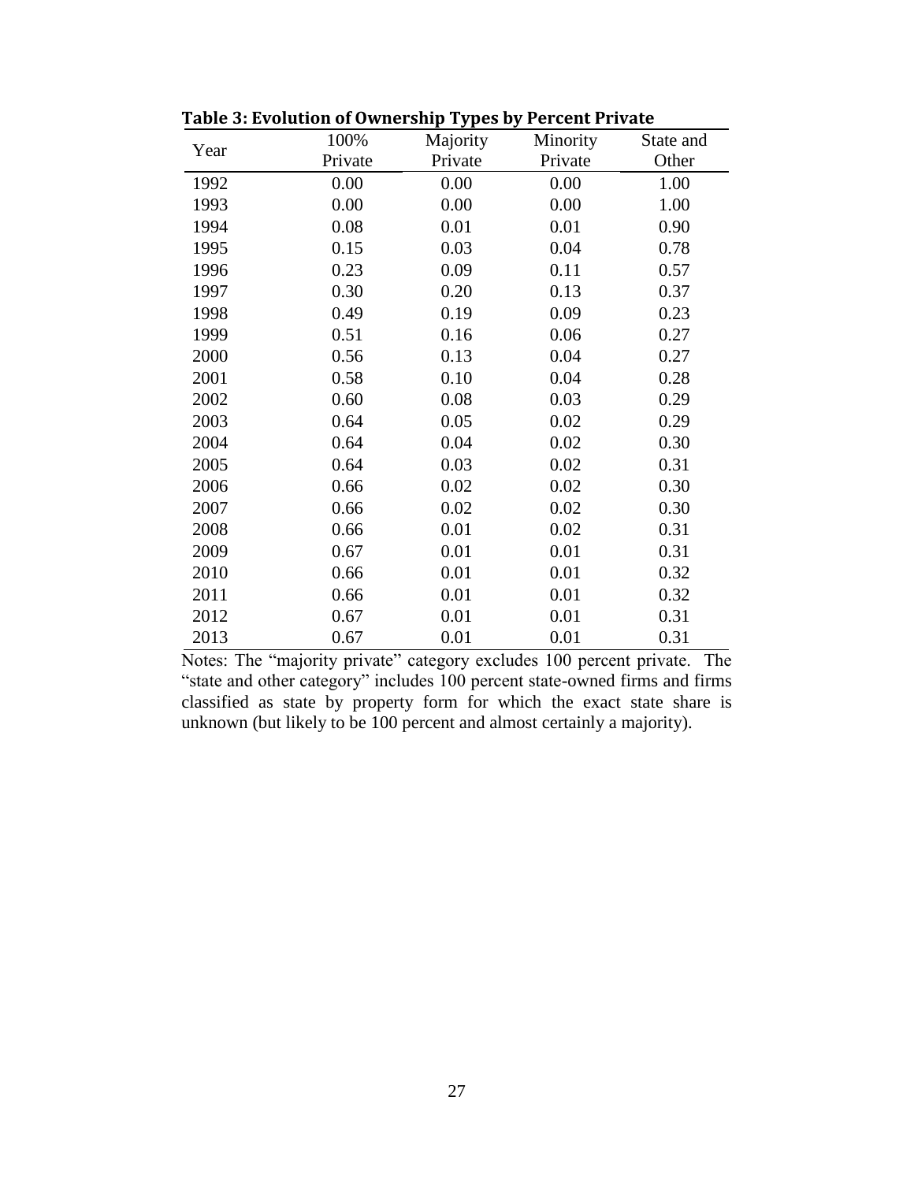**Table 3: Evolution of Ownership Types by Percent Private**

| Year | 100% Private | Majority Private | Minority Private | State and Other |
|---|---|---|---|---|
| 1992 | 0.00 | 0.00 | 0.00 | 1.00 |
| 1993 | 0.00 | 0.00 | 0.00 | 1.00 |
| 1994 | 0.08 | 0.01 | 0.01 | 0.90 |
| 1995 | 0.15 | 0.03 | 0.04 | 0.78 |
| 1996 | 0.23 | 0.09 | 0.11 | 0.57 |
| 1997 | 0.30 | 0.20 | 0.13 | 0.37 |
| 1998 | 0.49 | 0.19 | 0.09 | 0.23 |
| 1999 | 0.51 | 0.16 | 0.06 | 0.27 |
| 2000 | 0.56 | 0.13 | 0.04 | 0.27 |
| 2001 | 0.58 | 0.10 | 0.04 | 0.28 |
| 2002 | 0.60 | 0.08 | 0.03 | 0.29 |
| 2003 | 0.64 | 0.05 | 0.02 | 0.29 |
| 2004 | 0.64 | 0.04 | 0.02 | 0.30 |
| 2005 | 0.64 | 0.03 | 0.02 | 0.31 |
| 2006 | 0.66 | 0.02 | 0.02 | 0.30 |
| 2007 | 0.66 | 0.02 | 0.02 | 0.30 |
| 2008 | 0.66 | 0.01 | 0.02 | 0.31 |
| 2009 | 0.67 | 0.01 | 0.01 | 0.31 |
| 2010 | 0.66 | 0.01 | 0.01 | 0.32 |
| 2011 | 0.66 | 0.01 | 0.01 | 0.32 |
| 2012 | 0.67 | 0.01 | 0.01 | 0.31 |
| 2013 | 0.67 | 0.01 | 0.01 | 0.31 |

Notes: The "majority private" category excludes 100 percent private. The "state and other category" includes 100 percent state-owned firms and firms classified as state by property form for which the exact state share is unknown (but likely to be 100 percent and almost certainly a majority).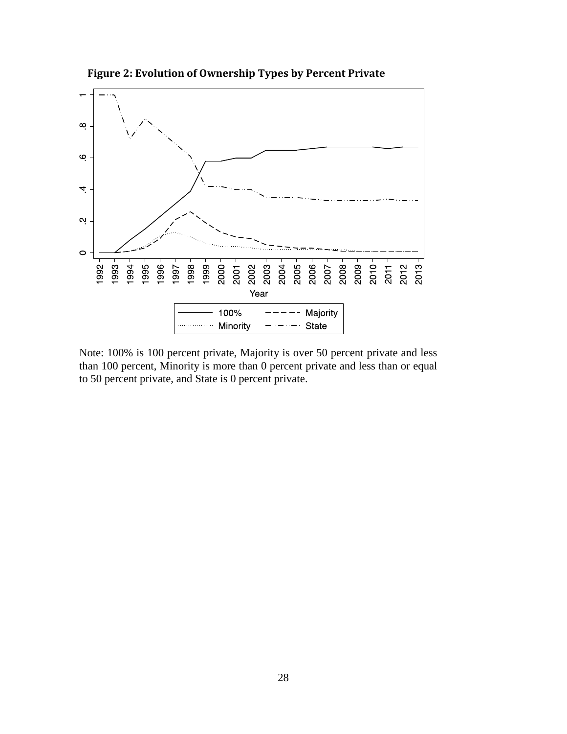**Figure 2: Evolution of Ownership Types by Percent Private**

Note: 100% is 100 percent private, Majority is over 50 percent private and less than 100 percent, Minority is more than 0 percent private and less than or equal to 50 percent private, and State is 0 percent private.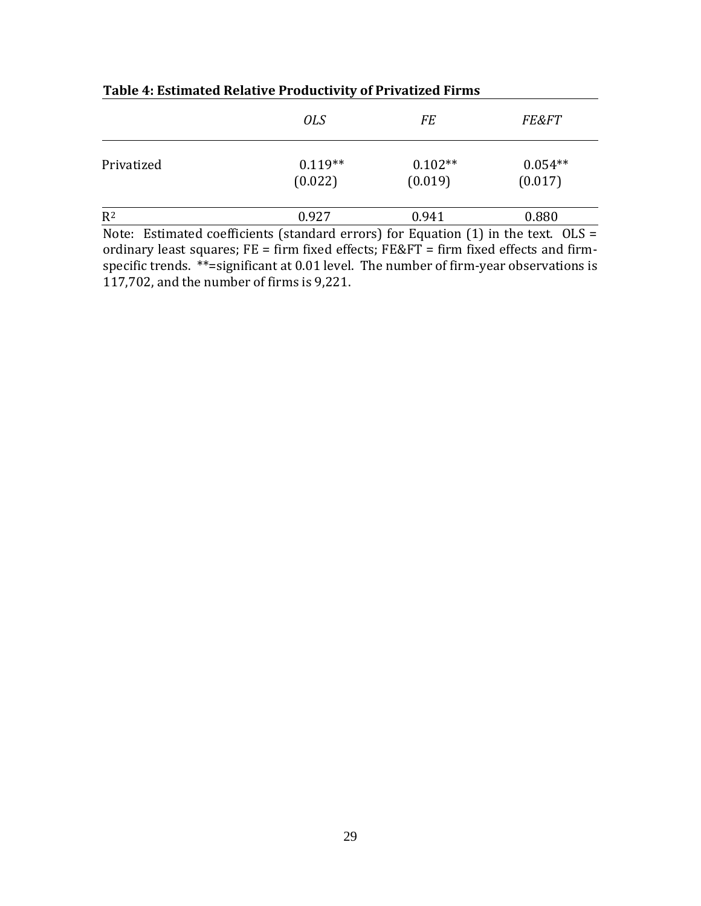**Table 4: Estimated Relative Productivity of Privatized Firms**

| | *OLS* | *FE* | *FE&FT* |
|---|---|---|---|
| Privatized | 0.119** | 0.102** | 0.054** |
| | (0.022) | (0.019) | (0.017) |
| $R^2$ | 0.927 | 0.941 | 0.880 |

Note: Estimated coefficients (standard errors) for Equation (1) in the text. OLS = ordinary least squares; FE = firm fixed effects; FE&FT = firm fixed effects and firm-specific trends. **=significant at 0.01 level. The number of firm-year observations is 117,702, and the number of firms is 9,221.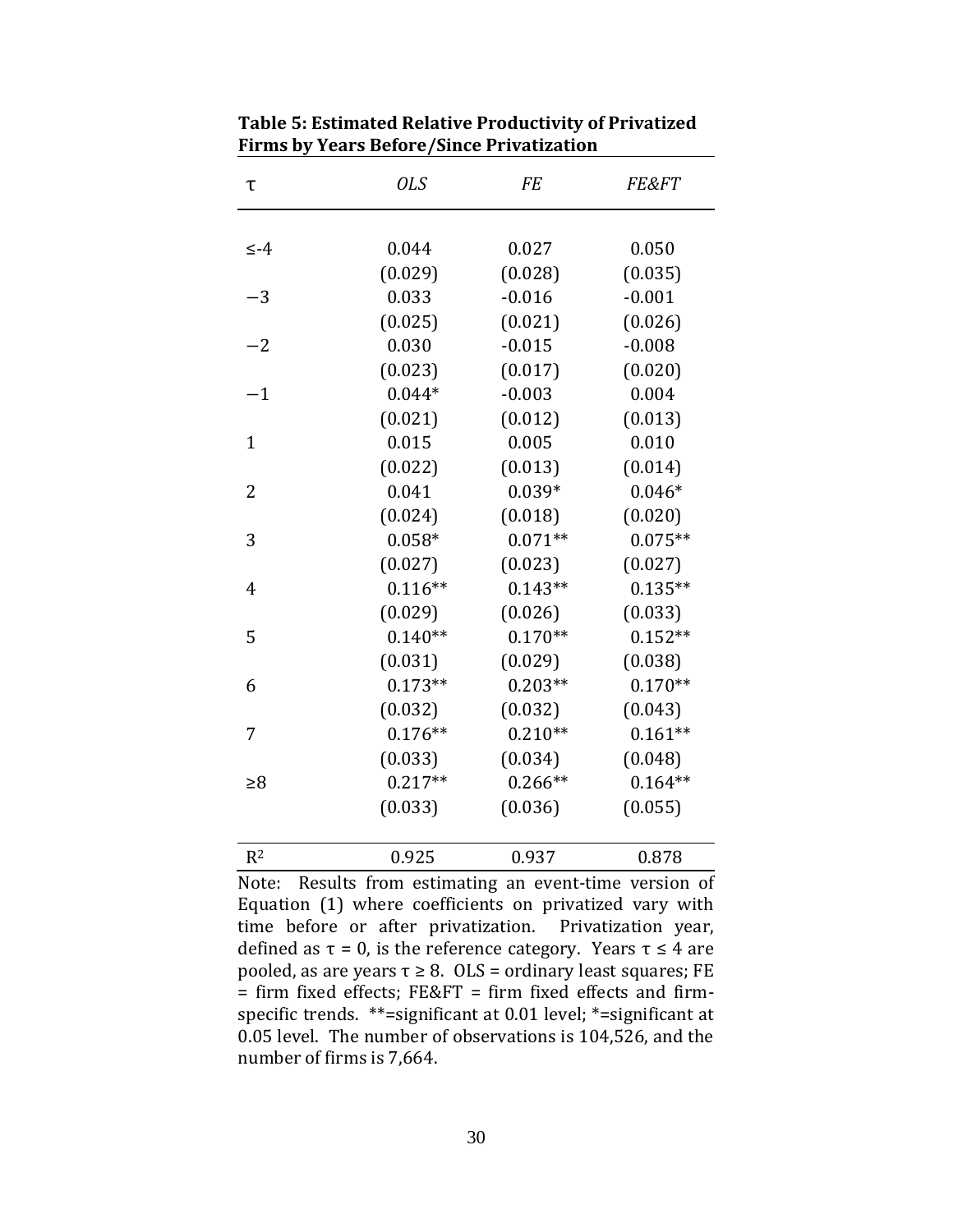**Table 5: Estimated Relative Productivity of Privatized Firms by Years Before/Since Privatization**

| $\tau$ | *OLS* | *FE* | *FE&FT* |
|---|---|---|---|
| ≤-4 | 0.044 | 0.027 | 0.050 |
| | (0.029) | (0.028) | (0.035) |
| −3 | 0.033 | -0.016 | -0.001 |
| | (0.025) | (0.021) | (0.026) |
| −2 | 0.030 | -0.015 | -0.008 |
| | (0.023) | (0.017) | (0.020) |
| −1 | 0.044* | -0.003 | 0.004 |
| | (0.021) | (0.012) | (0.013) |
| 1 | 0.015 | 0.005 | 0.010 |
| | (0.022) | (0.013) | (0.014) |
| 2 | 0.041 | 0.039* | 0.046* |
| | (0.024) | (0.018) | (0.020) |
| 3 | 0.058* | 0.071** | 0.075** |
| | (0.027) | (0.023) | (0.027) |
| 4 | 0.116** | 0.143** | 0.135** |
| | (0.029) | (0.026) | (0.033) |
| 5 | 0.140** | 0.170** | 0.152** |
| | (0.031) | (0.029) | (0.038) |
| 6 | 0.173** | 0.203** | 0.170** |
| | (0.032) | (0.032) | (0.043) |
| 7 | 0.176** | 0.210** | 0.161** |
| | (0.033) | (0.034) | (0.048) |
| ≥8 | 0.217** | 0.266** | 0.164** |
| | (0.033) | (0.036) | (0.055) |
| $R^2$ | 0.925 | 0.937 | 0.878 |

Note: Results from estimating an event-time version of Equation (1) where coefficients on privatized vary with time before or after privatization. Privatization year, defined as $\tau = 0$, is the reference category. Years $\tau \leq 4$ are pooled, as are years $\tau \geq 8$. OLS = ordinary least squares; FE = firm fixed effects; FE&FT = firm fixed effects and firm-specific trends. **=significant at 0.01 level; *=significant at 0.05 level. The number of observations is 104,526, and the number of firms is 7,664.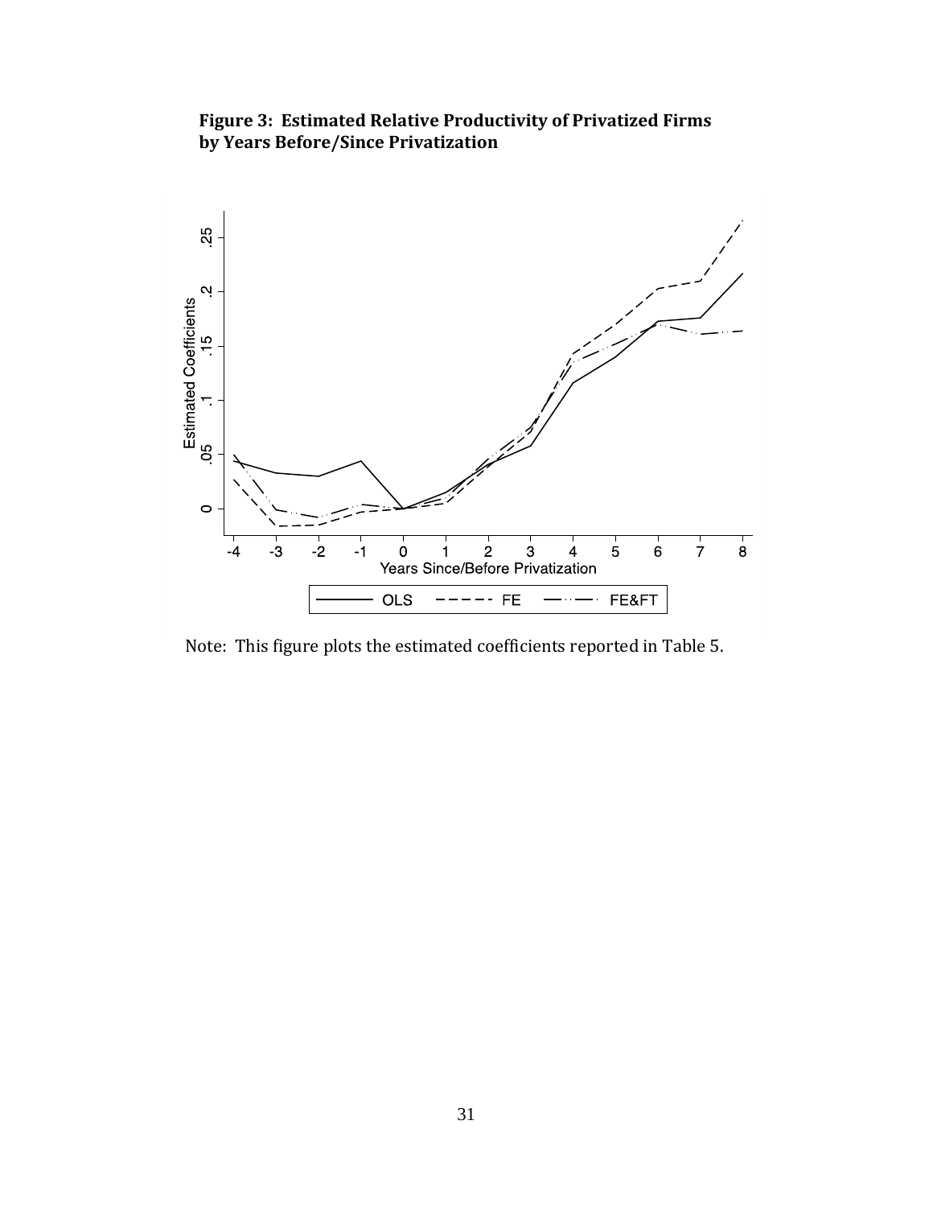**Figure 3: Estimated Relative Productivity of Privatized Firms by Years Before/Since Privatization**

Note: This figure plots the estimated coefficients reported in Table 5.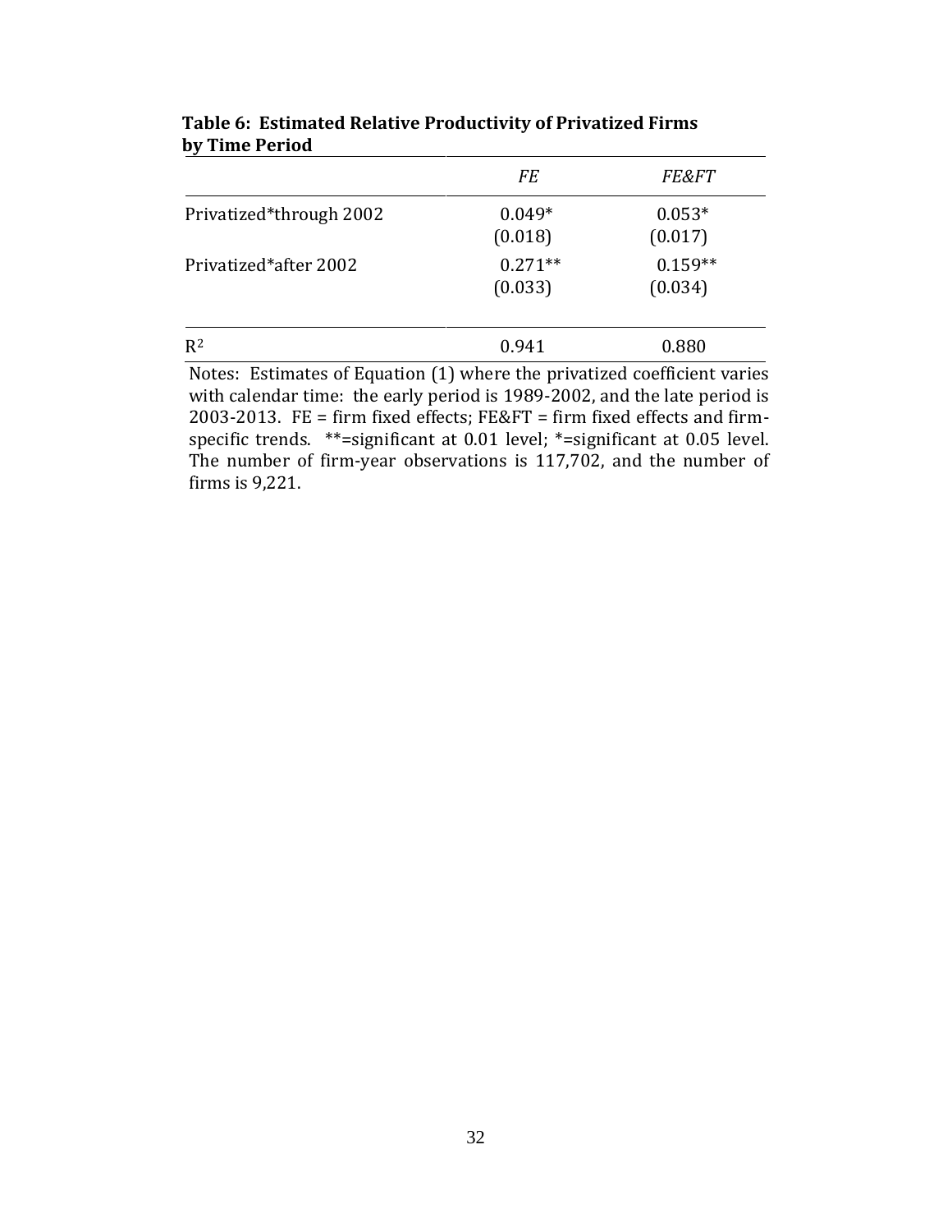**Table 6: Estimated Relative Productivity of Privatized Firms by Time Period**

| | *FE* | *FE&FT* |
|---|---|---|
| Privatized*through 2002 | 0.049* | 0.053* |
| | (0.018) | (0.017) |
| Privatized*after 2002 | 0.271** | 0.159** |
| | (0.033) | (0.034) |
| $R^2$ | 0.941 | 0.880 |

Notes: Estimates of Equation (1) where the privatized coefficient varies with calendar time: the early period is 1989-2002, and the late period is 2003-2013. FE = firm fixed effects; FE&FT = firm fixed effects and firm-specific trends. **=significant at 0.01 level; *=significant at 0.05 level. The number of firm-year observations is 117,702, and the number of firms is 9,221.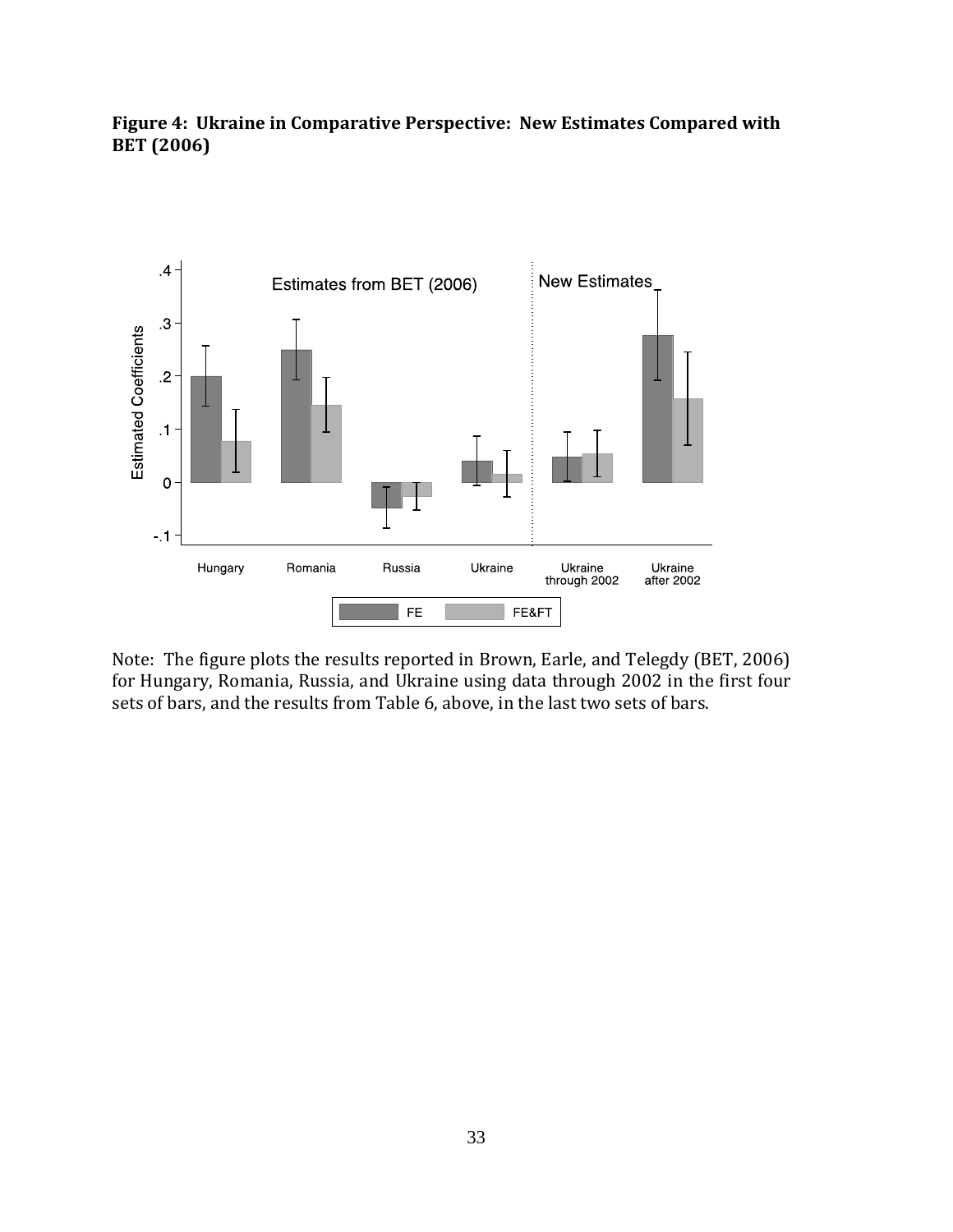**Figure 4: Ukraine in Comparative Perspective: New Estimates Compared with BET (2006)**

Note: The figure plots the results reported in Brown, Earle, and Telegdy (BET, 2006) for Hungary, Romania, Russia, and Ukraine using data through 2002 in the first four sets of bars, and the results from Table 6, above, in the last two sets of bars.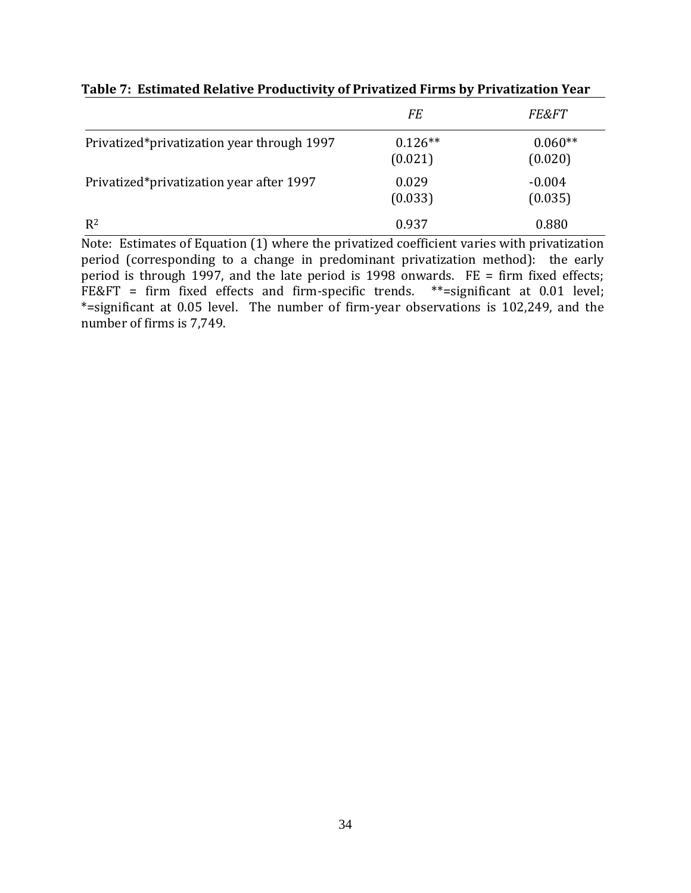**Table 7: Estimated Relative Productivity of Privatized Firms by Privatization Year**

| | *FE* | *FE&FT* |
|---|---|---|
| Privatized*privatization year through 1997 | 0.126**<br>(0.021) | 0.060**<br>(0.020) |
| Privatized*privatization year after 1997 | 0.029<br>(0.033) | -0.004<br>(0.035) |
| $R^2$ | 0.937 | 0.880 |

Note: Estimates of Equation (1) where the privatized coefficient varies with privatization period (corresponding to a change in predominant privatization method): the early period is through 1997, and the late period is 1998 onwards. FE = firm fixed effects; FE&FT = firm fixed effects and firm-specific trends. **=significant at 0.01 level; *=significant at 0.05 level. The number of firm-year observations is 102,249, and the number of firms is 7,749.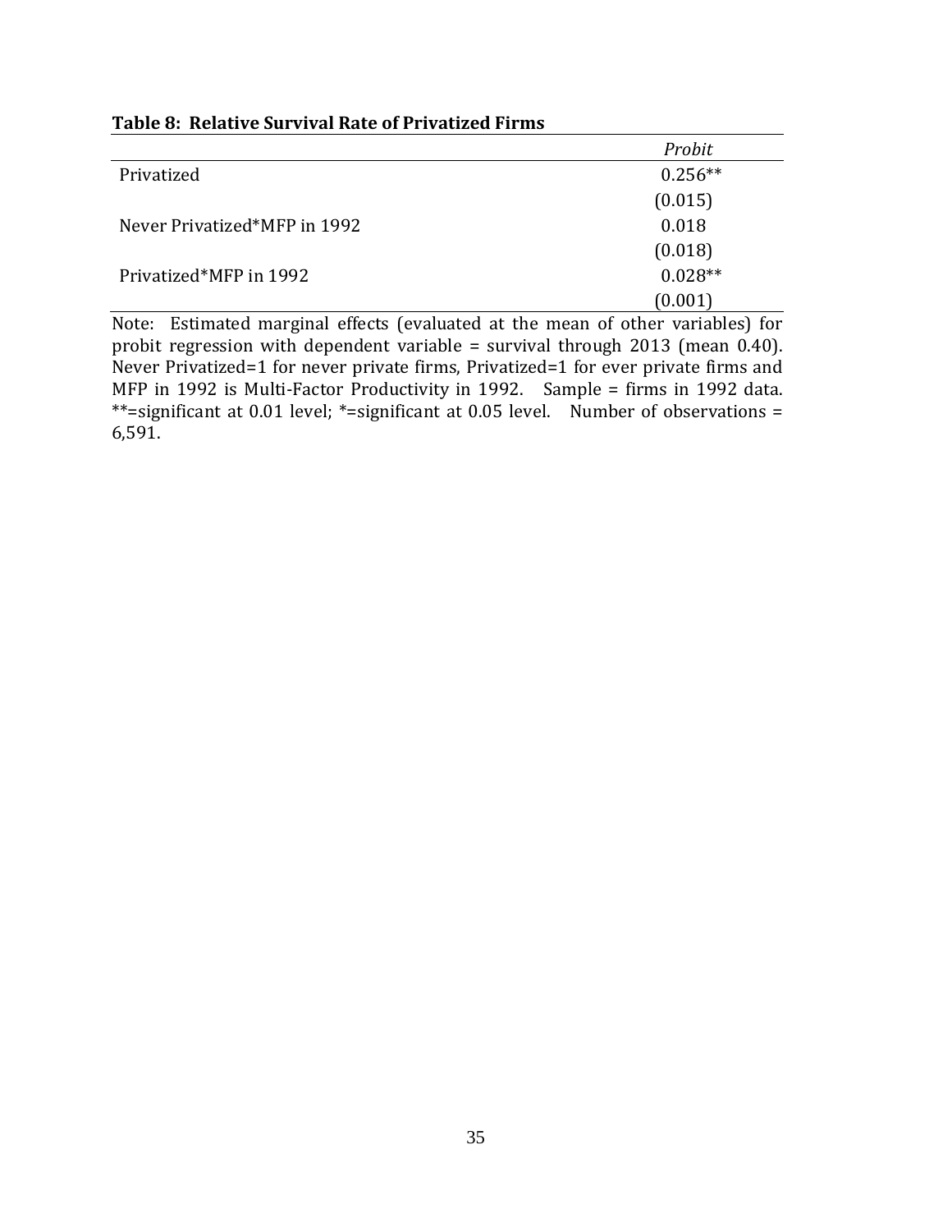**Table 8: Relative Survival Rate of Privatized Firms**

| | *Probit* |
|---|---|
| Privatized | 0.256** |
| | (0.015) |
| Never Privatized*MFP in 1992 | 0.018 |
| | (0.018) |
| Privatized*MFP in 1992 | 0.028** |
| | (0.001) |

Note: Estimated marginal effects (evaluated at the mean of other variables) for probit regression with dependent variable = survival through 2013 (mean 0.40). Never Privatized=1 for never private firms, Privatized=1 for ever private firms and MFP in 1992 is Multi-Factor Productivity in 1992. Sample = firms in 1992 data. **=significant at 0.01 level; *=significant at 0.05 level. Number of observations = 6,591.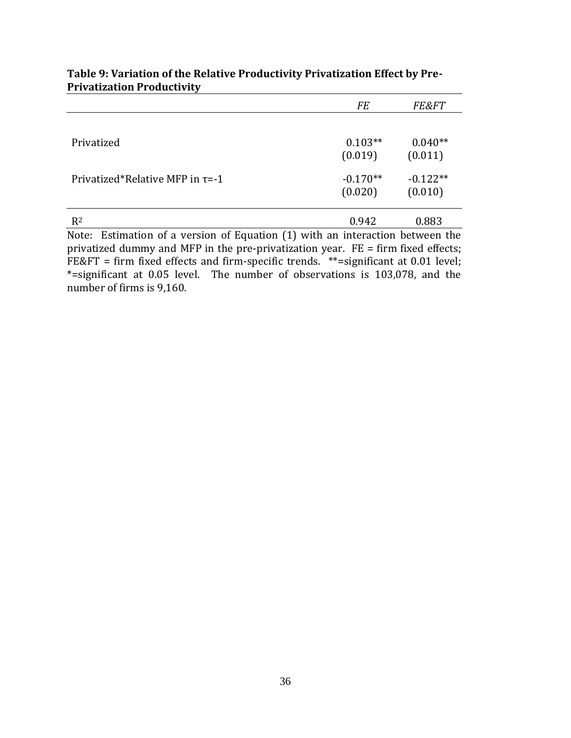**Table 9: Variation of the Relative Productivity Privatization Effect by Pre-Privatization Productivity**

| | *FE* | *FE&FT* |
|---|---|---|
| Privatized | 0.103** | 0.040** |
| | (0.019) | (0.011) |
| Privatized*Relative MFP in $\tau$=-1 | -0.170** | -0.122** |
| | (0.020) | (0.010) |
| $R^2$ | 0.942 | 0.883 |

Note: Estimation of a version of Equation (1) with an interaction between the privatized dummy and MFP in the pre-privatization year. FE = firm fixed effects; FE&FT = firm fixed effects and firm-specific trends. **=significant at 0.01 level; *=significant at 0.05 level. The number of observations is 103,078, and the number of firms is 9,160.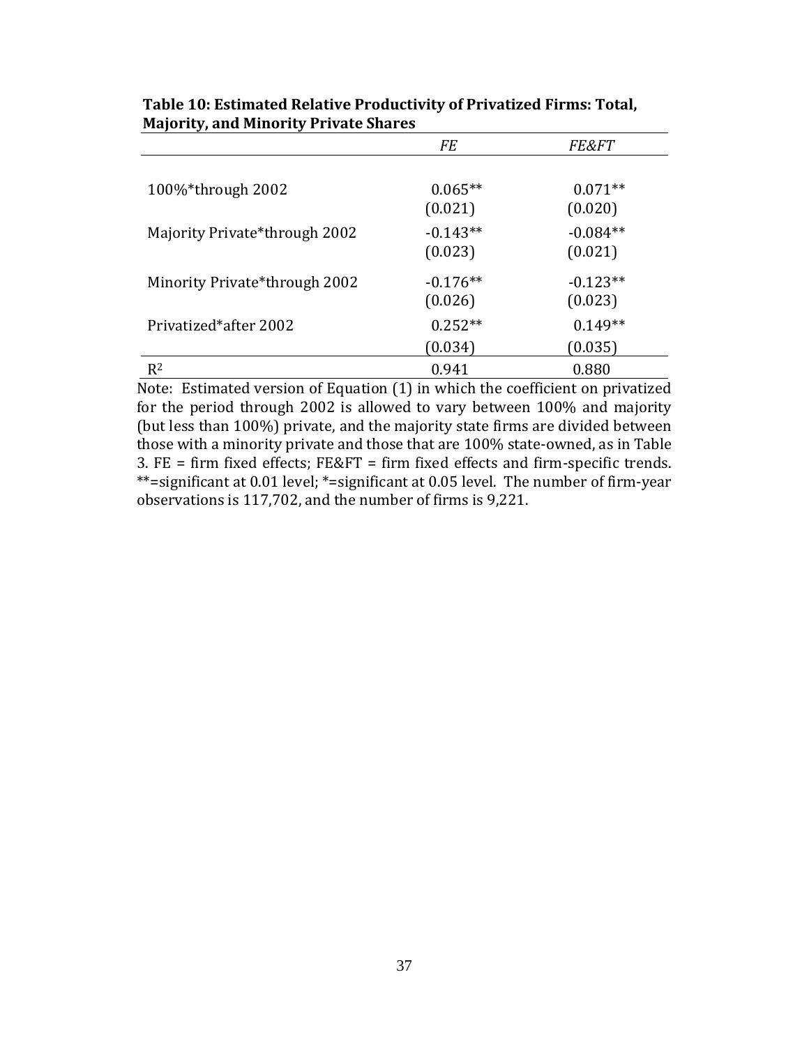**Table 10: Estimated Relative Productivity of Privatized Firms: Total, Majority, and Minority Private Shares**

| | *FE* | *FE&FT* |
|---|---|---|
| 100%*through 2002 | 0.065** | 0.071** |
| | (0.021) | (0.020) |
| Majority Private*through 2002 | -0.143** | -0.084** |
| | (0.023) | (0.021) |
| Minority Private*through 2002 | -0.176** | -0.123** |
| | (0.026) | (0.023) |
| Privatized*after 2002 | 0.252** | 0.149** |
| | (0.034) | (0.035) |
| $R^2$ | 0.941 | 0.880 |

Note: Estimated version of Equation (1) in which the coefficient on privatized for the period through 2002 is allowed to vary between 100% and majority (but less than 100%) private, and the majority state firms are divided between those with a minority private and those that are 100% state-owned, as in Table 3. FE = firm fixed effects; FE&FT = firm fixed effects and firm-specific trends. **=significant at 0.01 level; *=significant at 0.05 level. The number of firm-year observations is 117,702, and the number of firms is 9,221.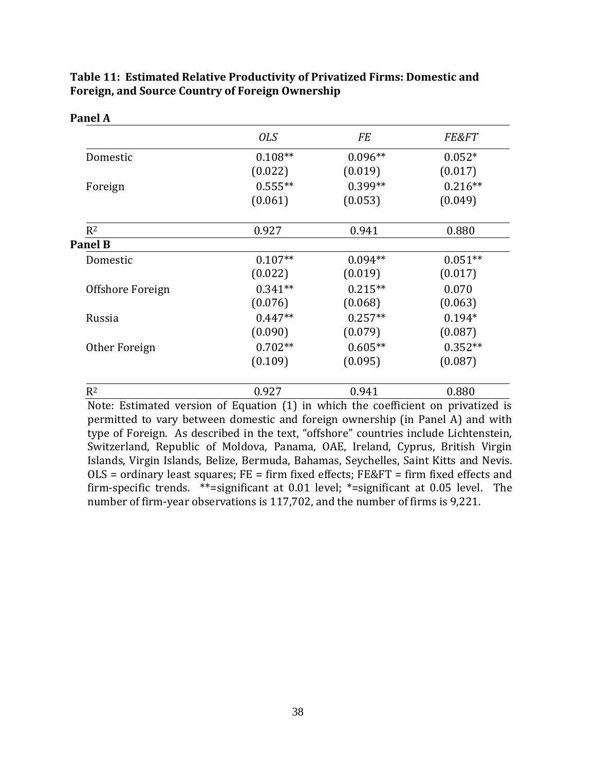**Table 11: Estimated Relative Productivity of Privatized Firms: Domestic and Foreign, and Source Country of Foreign Ownership**

**Panel A**

| | *OLS* | *FE* | *FE&FT* |
|---|---|---|---|
| Domestic | 0.108** | 0.096** | 0.052* |
| | (0.022) | (0.019) | (0.017) |
| Foreign | 0.555** | 0.399** | 0.216** |
| | (0.061) | (0.053) | (0.049) |
| $R^2$ | 0.927 | 0.941 | 0.880 |

**Panel B**

| | *OLS* | *FE* | *FE&FT* |
|---|---|---|---|
| Domestic | 0.107** | 0.094** | 0.051** |
| | (0.022) | (0.019) | (0.017) |
| Offshore Foreign | 0.341** | 0.215** | 0.070 |
| | (0.076) | (0.068) | (0.063) |
| Russia | 0.447** | 0.257** | 0.194* |
| | (0.090) | (0.079) | (0.087) |
| Other Foreign | 0.702** | 0.605** | 0.352** |
| | (0.109) | (0.095) | (0.087) |
| $R^2$ | 0.927 | 0.941 | 0.880 |

Note: Estimated version of Equation (1) in which the coefficient on privatized is permitted to vary between domestic and foreign ownership (in Panel A) and with type of Foreign. As described in the text, "offshore" countries include Lichtenstein, Switzerland, Republic of Moldova, Panama, OAE, Ireland, Cyprus, British Virgin Islands, Virgin Islands, Belize, Bermuda, Bahamas, Seychelles, Saint Kitts and Nevis. OLS = ordinary least squares; FE = firm fixed effects; FE&FT = firm fixed effects and firm-specific trends. **=significant at 0.01 level; *=significant at 0.05 level. The number of firm-year observations is 117,702, and the number of firms is 9,221.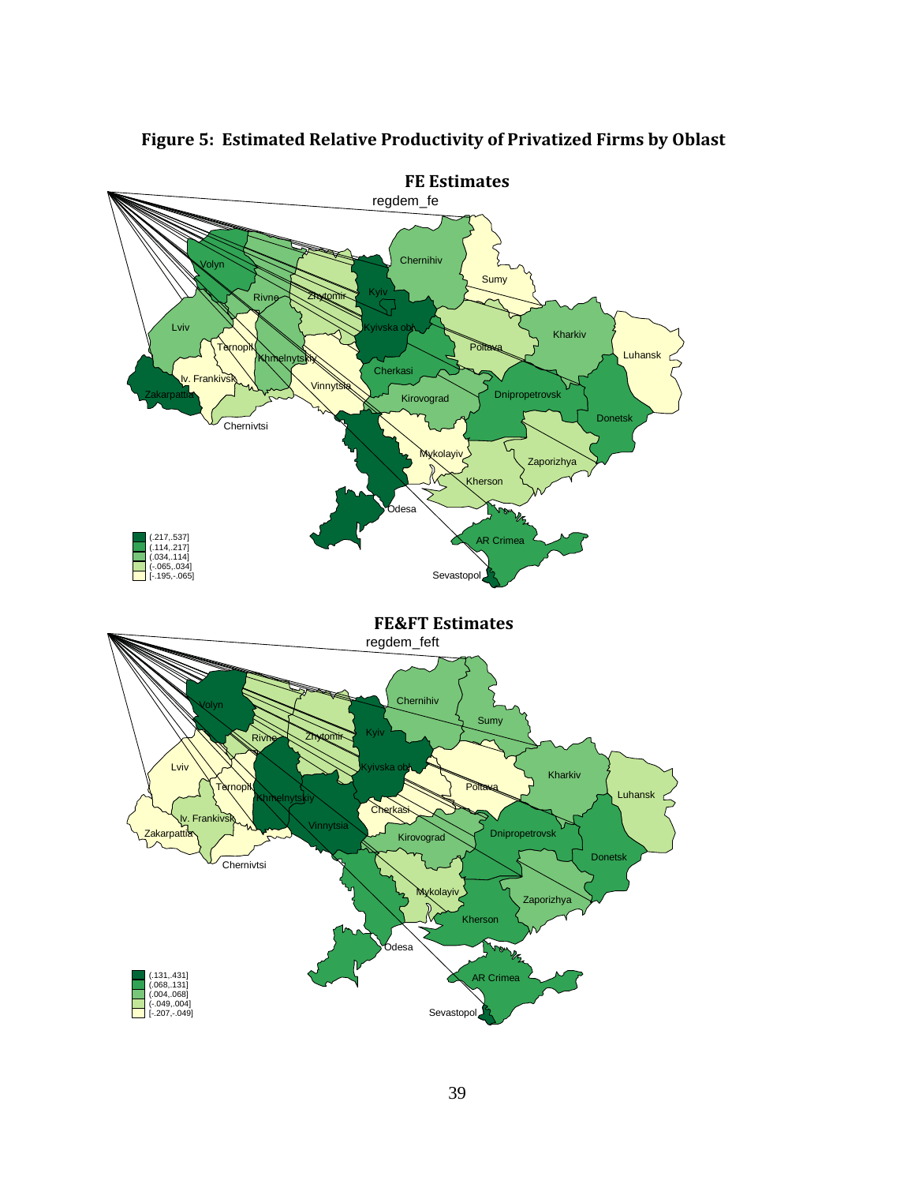**Figure 5: Estimated Relative Productivity of Privatized Firms by Oblast**

**FE Estimates**

regdem_fe

Chernihiv
Sumy
Volyn
Kyiv
Rivne
Zhytomir
Kyivska obl
Kharkiv
Lviv
Poltava
Luhansk
Ternopil
Khmelnytskiy
Cherkasi
Iv. Frankivsk
Vinnytsia
Zakarpattia
Dnipropetrovsk
Kirovograd
Donetsk
Chernivtsi
Mykolayiv
Zaporizhya
Kherson
Odesa
AR Crimea
Sevastopol

(.217,.537]
(.114,.217]
(.034,.114]
(-.065,.034]
[-.195,-.065]

**FE&FT Estimates**

regdem_feft

Chernihiv
Volyn
Sumy
Kyiv
Rivne
Zhytomir
Kyivska obl
Kharkiv
Lviv
Poltava
Luhansk
Ternopil
Khmelnytskiy
Cherkasi
Iv. Frankivsk
Vinnytsia
Zakarpattia
Kirovograd
Dnipropetrovsk
Donetsk
Chernivtsi
Mykolayiv
Zaporizhya
Kherson
Odesa
AR Crimea
Sevastopol

(.131,.431]
(.068,.131]
(.004,.068]
(-.049,.004]
[-.207,-.049]